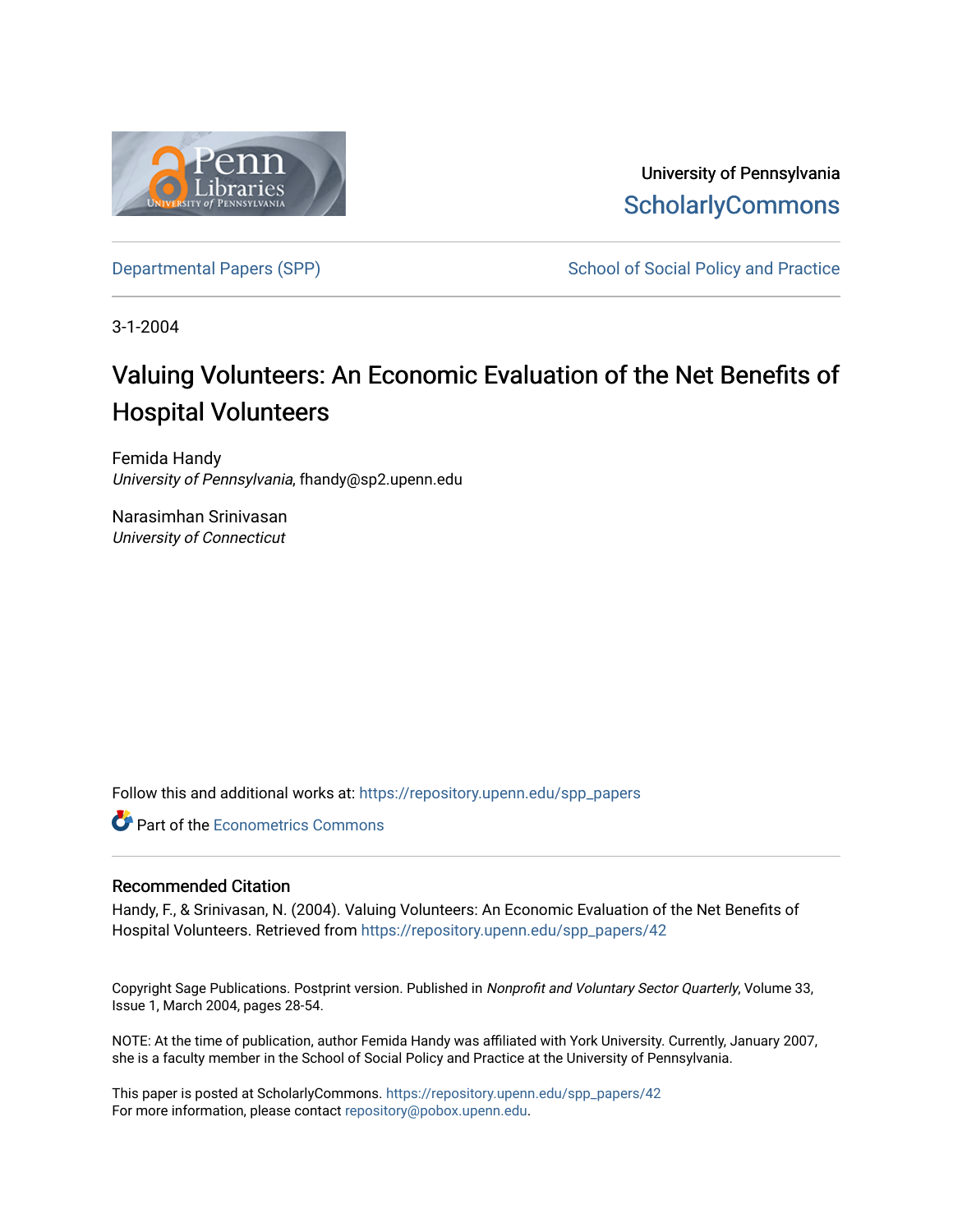University of Pennsylvania
ScholarlyCommons

Departmental Papers (SPP) | School of Social Policy and Practice

3-1-2004

# Valuing Volunteers: An Economic Evaluation of the Net Benefits of Hospital Volunteers

Femida Handy
*University of Pennsylvania*, fhandy@sp2.upenn.edu

Narasimhan Srinivasan
*University of Connecticut*

Follow this and additional works at: https://repository.upenn.edu/spp_papers

Part of the Econometrics Commons

## Recommended Citation

Handy, F., & Srinivasan, N. (2004). Valuing Volunteers: An Economic Evaluation of the Net Benefits of Hospital Volunteers. Retrieved from https://repository.upenn.edu/spp_papers/42

Copyright Sage Publications. Postprint version. Published in *Nonprofit and Voluntary Sector Quarterly*, Volume 33, Issue 1, March 2004, pages 28-54.

NOTE: At the time of publication, author Femida Handy was affiliated with York University. Currently, January 2007, she is a faculty member in the School of Social Policy and Practice at the University of Pennsylvania.

This paper is posted at ScholarlyCommons. https://repository.upenn.edu/spp_papers/42
For more information, please contact repository@pobox.upenn.edu.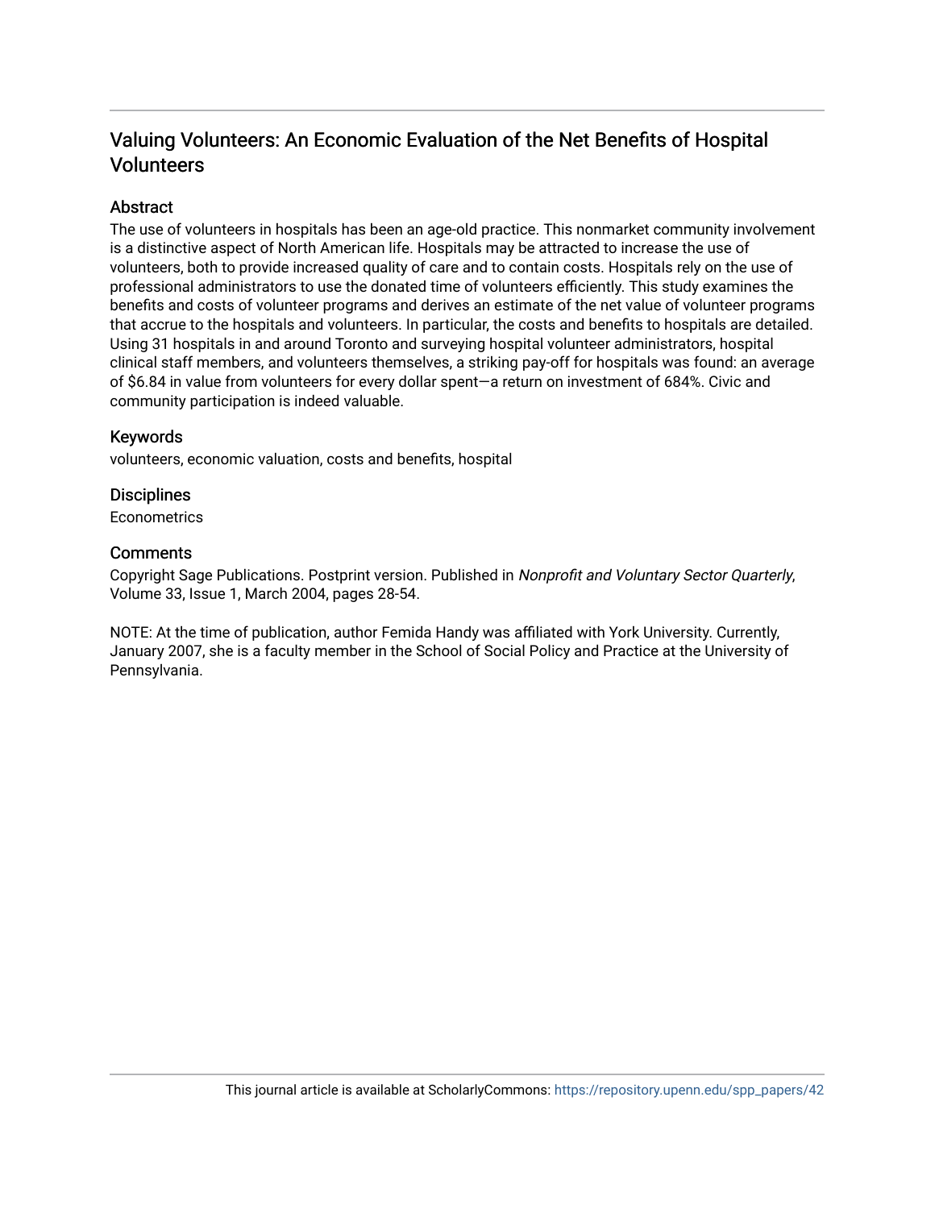# Valuing Volunteers: An Economic Evaluation of the Net Benefits of Hospital Volunteers

## Abstract

The use of volunteers in hospitals has been an age-old practice. This nonmarket community involvement is a distinctive aspect of North American life. Hospitals may be attracted to increase the use of volunteers, both to provide increased quality of care and to contain costs. Hospitals rely on the use of professional administrators to use the donated time of volunteers efficiently. This study examines the benefits and costs of volunteer programs and derives an estimate of the net value of volunteer programs that accrue to the hospitals and volunteers. In particular, the costs and benefits to hospitals are detailed. Using 31 hospitals in and around Toronto and surveying hospital volunteer administrators, hospital clinical staff members, and volunteers themselves, a striking pay-off for hospitals was found: an average of $6.84 in value from volunteers for every dollar spent—a return on investment of 684%. Civic and community participation is indeed valuable.

## Keywords

volunteers, economic valuation, costs and benefits, hospital

## Disciplines

Econometrics

## Comments

Copyright Sage Publications. Postprint version. Published in *Nonprofit and Voluntary Sector Quarterly*, Volume 33, Issue 1, March 2004, pages 28-54.

NOTE: At the time of publication, author Femida Handy was affiliated with York University. Currently, January 2007, she is a faculty member in the School of Social Policy and Practice at the University of Pennsylvania.

This journal article is available at ScholarlyCommons: https://repository.upenn.edu/spp_papers/42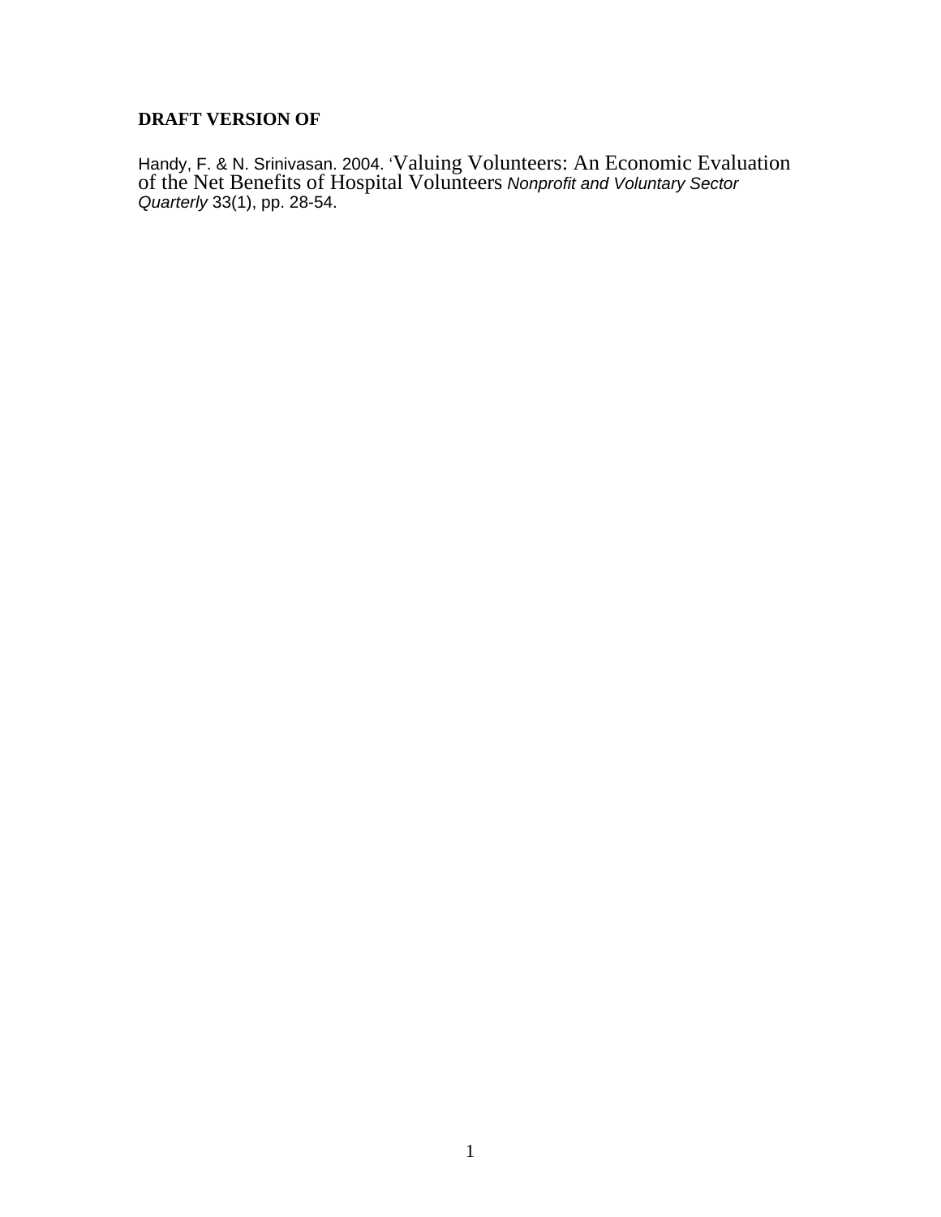**DRAFT VERSION OF**

Handy, F. & N. Srinivasan. 2004. 'Valuing Volunteers: An Economic Evaluation of the Net Benefits of Hospital Volunteers *Nonprofit and Voluntary Sector Quarterly* 33(1), pp. 28-54.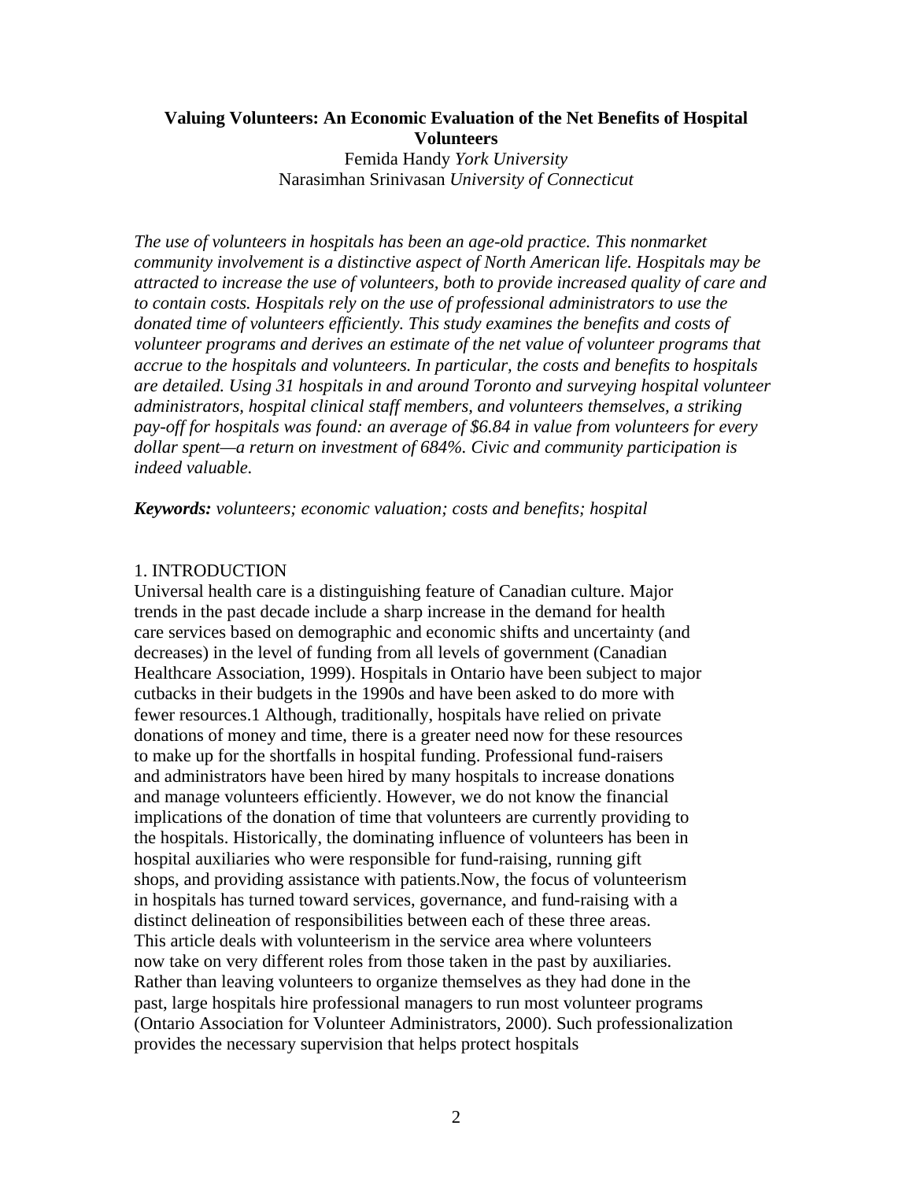**Valuing Volunteers: An Economic Evaluation of the Net Benefits of Hospital Volunteers**

Femida Handy *York University*
Narasimhan Srinivasan *University of Connecticut*

*The use of volunteers in hospitals has been an age-old practice. This nonmarket community involvement is a distinctive aspect of North American life. Hospitals may be attracted to increase the use of volunteers, both to provide increased quality of care and to contain costs. Hospitals rely on the use of professional administrators to use the donated time of volunteers efficiently. This study examines the benefits and costs of volunteer programs and derives an estimate of the net value of volunteer programs that accrue to the hospitals and volunteers. In particular, the costs and benefits to hospitals are detailed. Using 31 hospitals in and around Toronto and surveying hospital volunteer administrators, hospital clinical staff members, and volunteers themselves, a striking pay-off for hospitals was found: an average of $6.84 in value from volunteers for every dollar spent—a return on investment of 684%. Civic and community participation is indeed valuable.*

***Keywords:*** *volunteers; economic valuation; costs and benefits; hospital*

## 1. INTRODUCTION

Universal health care is a distinguishing feature of Canadian culture. Major trends in the past decade include a sharp increase in the demand for health care services based on demographic and economic shifts and uncertainty (and decreases) in the level of funding from all levels of government (Canadian Healthcare Association, 1999). Hospitals in Ontario have been subject to major cutbacks in their budgets in the 1990s and have been asked to do more with fewer resources.[1] Although, traditionally, hospitals have relied on private donations of money and time, there is a greater need now for these resources to make up for the shortfalls in hospital funding. Professional fund-raisers and administrators have been hired by many hospitals to increase donations and manage volunteers efficiently. However, we do not know the financial implications of the donation of time that volunteers are currently providing to the hospitals. Historically, the dominating influence of volunteers has been in hospital auxiliaries who were responsible for fund-raising, running gift shops, and providing assistance with patients.Now, the focus of volunteerism in hospitals has turned toward services, governance, and fund-raising with a distinct delineation of responsibilities between each of these three areas. This article deals with volunteerism in the service area where volunteers now take on very different roles from those taken in the past by auxiliaries. Rather than leaving volunteers to organize themselves as they had done in the past, large hospitals hire professional managers to run most volunteer programs (Ontario Association for Volunteer Administrators, 2000). Such professionalization provides the necessary supervision that helps protect hospitals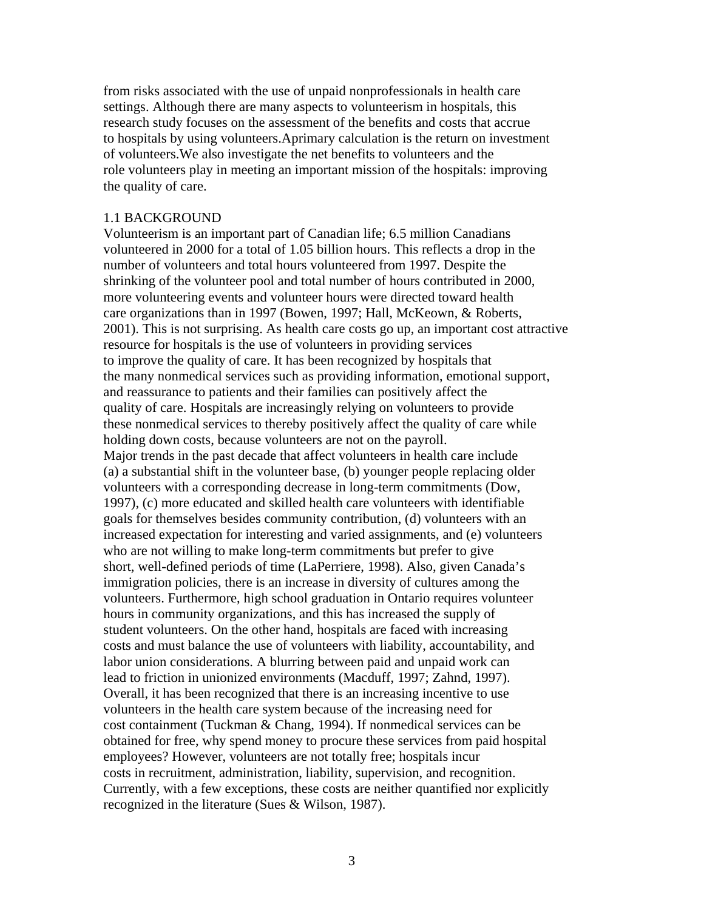from risks associated with the use of unpaid nonprofessionals in health care settings. Although there are many aspects to volunteerism in hospitals, this research study focuses on the assessment of the benefits and costs that accrue to hospitals by using volunteers.Aprimary calculation is the return on investment of volunteers.We also investigate the net benefits to volunteers and the role volunteers play in meeting an important mission of the hospitals: improving the quality of care.

## 1.1 BACKGROUND

Volunteerism is an important part of Canadian life; 6.5 million Canadians volunteered in 2000 for a total of 1.05 billion hours. This reflects a drop in the number of volunteers and total hours volunteered from 1997. Despite the shrinking of the volunteer pool and total number of hours contributed in 2000, more volunteering events and volunteer hours were directed toward health care organizations than in 1997 (Bowen, 1997; Hall, McKeown, & Roberts, 2001). This is not surprising. As health care costs go up, an important cost attractive resource for hospitals is the use of volunteers in providing services to improve the quality of care. It has been recognized by hospitals that the many nonmedical services such as providing information, emotional support, and reassurance to patients and their families can positively affect the quality of care. Hospitals are increasingly relying on volunteers to provide these nonmedical services to thereby positively affect the quality of care while holding down costs, because volunteers are not on the payroll.

Major trends in the past decade that affect volunteers in health care include (a) a substantial shift in the volunteer base, (b) younger people replacing older volunteers with a corresponding decrease in long-term commitments (Dow, 1997), (c) more educated and skilled health care volunteers with identifiable goals for themselves besides community contribution, (d) volunteers with an increased expectation for interesting and varied assignments, and (e) volunteers who are not willing to make long-term commitments but prefer to give short, well-defined periods of time (LaPerriere, 1998). Also, given Canada's immigration policies, there is an increase in diversity of cultures among the volunteers. Furthermore, high school graduation in Ontario requires volunteer hours in community organizations, and this has increased the supply of student volunteers. On the other hand, hospitals are faced with increasing costs and must balance the use of volunteers with liability, accountability, and labor union considerations. A blurring between paid and unpaid work can lead to friction in unionized environments (Macduff, 1997; Zahnd, 1997). Overall, it has been recognized that there is an increasing incentive to use volunteers in the health care system because of the increasing need for cost containment (Tuckman & Chang, 1994). If nonmedical services can be obtained for free, why spend money to procure these services from paid hospital employees? However, volunteers are not totally free; hospitals incur costs in recruitment, administration, liability, supervision, and recognition. Currently, with a few exceptions, these costs are neither quantified nor explicitly recognized in the literature (Sues & Wilson, 1987).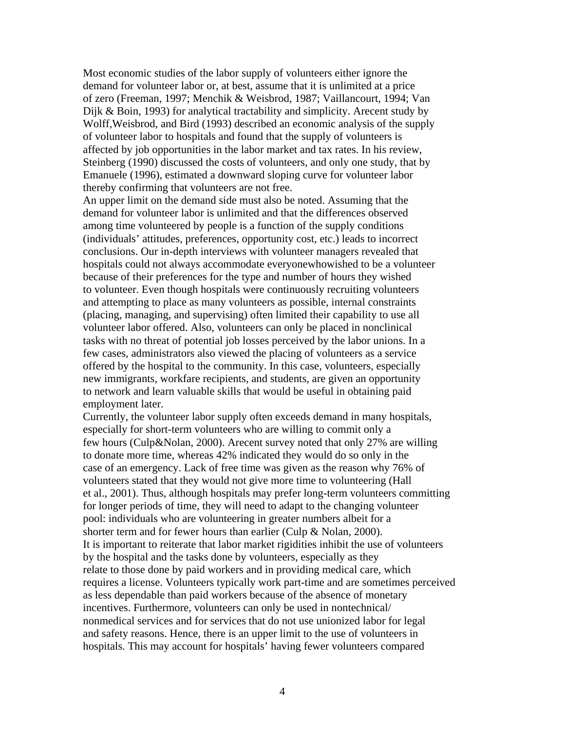Most economic studies of the labor supply of volunteers either ignore the demand for volunteer labor or, at best, assume that it is unlimited at a price of zero (Freeman, 1997; Menchik & Weisbrod, 1987; Vaillancourt, 1994; Van Dijk & Boin, 1993) for analytical tractability and simplicity. Arecent study by Wolff,Weisbrod, and Bird (1993) described an economic analysis of the supply of volunteer labor to hospitals and found that the supply of volunteers is affected by job opportunities in the labor market and tax rates. In his review, Steinberg (1990) discussed the costs of volunteers, and only one study, that by Emanuele (1996), estimated a downward sloping curve for volunteer labor thereby confirming that volunteers are not free.

An upper limit on the demand side must also be noted. Assuming that the demand for volunteer labor is unlimited and that the differences observed among time volunteered by people is a function of the supply conditions (individuals' attitudes, preferences, opportunity cost, etc.) leads to incorrect conclusions. Our in-depth interviews with volunteer managers revealed that hospitals could not always accommodate everyonewhowished to be a volunteer because of their preferences for the type and number of hours they wished to volunteer. Even though hospitals were continuously recruiting volunteers and attempting to place as many volunteers as possible, internal constraints (placing, managing, and supervising) often limited their capability to use all volunteer labor offered. Also, volunteers can only be placed in nonclinical tasks with no threat of potential job losses perceived by the labor unions. In a few cases, administrators also viewed the placing of volunteers as a service offered by the hospital to the community. In this case, volunteers, especially new immigrants, workfare recipients, and students, are given an opportunity to network and learn valuable skills that would be useful in obtaining paid employment later.

Currently, the volunteer labor supply often exceeds demand in many hospitals, especially for short-term volunteers who are willing to commit only a few hours (Culp&Nolan, 2000). Arecent survey noted that only 27% are willing to donate more time, whereas 42% indicated they would do so only in the case of an emergency. Lack of free time was given as the reason why 76% of volunteers stated that they would not give more time to volunteering (Hall et al., 2001). Thus, although hospitals may prefer long-term volunteers committing for longer periods of time, they will need to adapt to the changing volunteer pool: individuals who are volunteering in greater numbers albeit for a shorter term and for fewer hours than earlier (Culp & Nolan, 2000).

It is important to reiterate that labor market rigidities inhibit the use of volunteers by the hospital and the tasks done by volunteers, especially as they relate to those done by paid workers and in providing medical care, which requires a license. Volunteers typically work part-time and are sometimes perceived as less dependable than paid workers because of the absence of monetary incentives. Furthermore, volunteers can only be used in nontechnical/ nonmedical services and for services that do not use unionized labor for legal and safety reasons. Hence, there is an upper limit to the use of volunteers in hospitals. This may account for hospitals' having fewer volunteers compared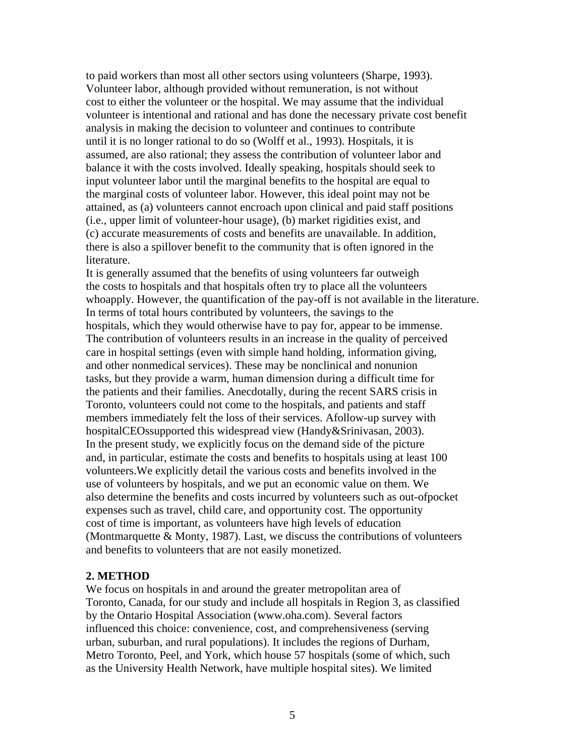to paid workers than most all other sectors using volunteers (Sharpe, 1993). Volunteer labor, although provided without remuneration, is not without cost to either the volunteer or the hospital. We may assume that the individual volunteer is intentional and rational and has done the necessary private cost benefit analysis in making the decision to volunteer and continues to contribute until it is no longer rational to do so (Wolff et al., 1993). Hospitals, it is assumed, are also rational; they assess the contribution of volunteer labor and balance it with the costs involved. Ideally speaking, hospitals should seek to input volunteer labor until the marginal benefits to the hospital are equal to the marginal costs of volunteer labor. However, this ideal point may not be attained, as (a) volunteers cannot encroach upon clinical and paid staff positions (i.e., upper limit of volunteer-hour usage), (b) market rigidities exist, and (c) accurate measurements of costs and benefits are unavailable. In addition, there is also a spillover benefit to the community that is often ignored in the literature.

It is generally assumed that the benefits of using volunteers far outweigh the costs to hospitals and that hospitals often try to place all the volunteers whoapply. However, the quantification of the pay-off is not available in the literature. In terms of total hours contributed by volunteers, the savings to the hospitals, which they would otherwise have to pay for, appear to be immense. The contribution of volunteers results in an increase in the quality of perceived care in hospital settings (even with simple hand holding, information giving, and other nonmedical services). These may be nonclinical and nonunion tasks, but they provide a warm, human dimension during a difficult time for the patients and their families. Anecdotally, during the recent SARS crisis in Toronto, volunteers could not come to the hospitals, and patients and staff members immediately felt the loss of their services. Afollow-up survey with hospitalCEOssupported this widespread view (Handy&Srinivasan, 2003).

In the present study, we explicitly focus on the demand side of the picture and, in particular, estimate the costs and benefits to hospitals using at least 100 volunteers.We explicitly detail the various costs and benefits involved in the use of volunteers by hospitals, and we put an economic value on them. We also determine the benefits and costs incurred by volunteers such as out-ofpocket expenses such as travel, child care, and opportunity cost. The opportunity cost of time is important, as volunteers have high levels of education (Montmarquette & Monty, 1987). Last, we discuss the contributions of volunteers and benefits to volunteers that are not easily monetized.

## 2. METHOD

We focus on hospitals in and around the greater metropolitan area of Toronto, Canada, for our study and include all hospitals in Region 3, as classified by the Ontario Hospital Association (www.oha.com). Several factors influenced this choice: convenience, cost, and comprehensiveness (serving urban, suburban, and rural populations). It includes the regions of Durham, Metro Toronto, Peel, and York, which house 57 hospitals (some of which, such as the University Health Network, have multiple hospital sites). We limited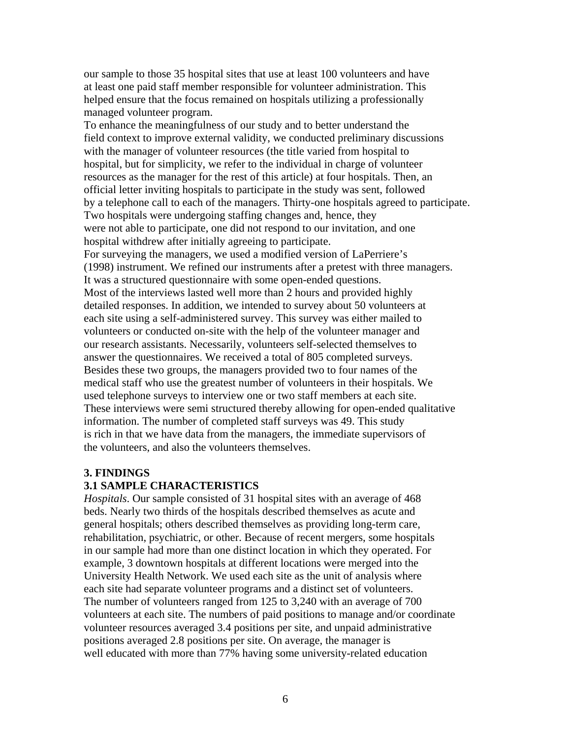our sample to those 35 hospital sites that use at least 100 volunteers and have at least one paid staff member responsible for volunteer administration. This helped ensure that the focus remained on hospitals utilizing a professionally managed volunteer program.

To enhance the meaningfulness of our study and to better understand the field context to improve external validity, we conducted preliminary discussions with the manager of volunteer resources (the title varied from hospital to hospital, but for simplicity, we refer to the individual in charge of volunteer resources as the manager for the rest of this article) at four hospitals. Then, an official letter inviting hospitals to participate in the study was sent, followed by a telephone call to each of the managers. Thirty-one hospitals agreed to participate. Two hospitals were undergoing staffing changes and, hence, they were not able to participate, one did not respond to our invitation, and one hospital withdrew after initially agreeing to participate.

For surveying the managers, we used a modified version of LaPerriere's (1998) instrument. We refined our instruments after a pretest with three managers. It was a structured questionnaire with some open-ended questions. Most of the interviews lasted well more than 2 hours and provided highly detailed responses. In addition, we intended to survey about 50 volunteers at each site using a self-administered survey. This survey was either mailed to volunteers or conducted on-site with the help of the volunteer manager and our research assistants. Necessarily, volunteers self-selected themselves to answer the questionnaires. We received a total of 805 completed surveys. Besides these two groups, the managers provided two to four names of the medical staff who use the greatest number of volunteers in their hospitals. We used telephone surveys to interview one or two staff members at each site. These interviews were semi structured thereby allowing for open-ended qualitative information. The number of completed staff surveys was 49. This study is rich in that we have data from the managers, the immediate supervisors of the volunteers, and also the volunteers themselves.

## 3. FINDINGS

### 3.1 SAMPLE CHARACTERISTICS

*Hospitals*. Our sample consisted of 31 hospital sites with an average of 468 beds. Nearly two thirds of the hospitals described themselves as acute and general hospitals; others described themselves as providing long-term care, rehabilitation, psychiatric, or other. Because of recent mergers, some hospitals in our sample had more than one distinct location in which they operated. For example, 3 downtown hospitals at different locations were merged into the University Health Network. We used each site as the unit of analysis where each site had separate volunteer programs and a distinct set of volunteers. The number of volunteers ranged from 125 to 3,240 with an average of 700 volunteers at each site. The numbers of paid positions to manage and/or coordinate volunteer resources averaged 3.4 positions per site, and unpaid administrative positions averaged 2.8 positions per site. On average, the manager is well educated with more than 77% having some university-related education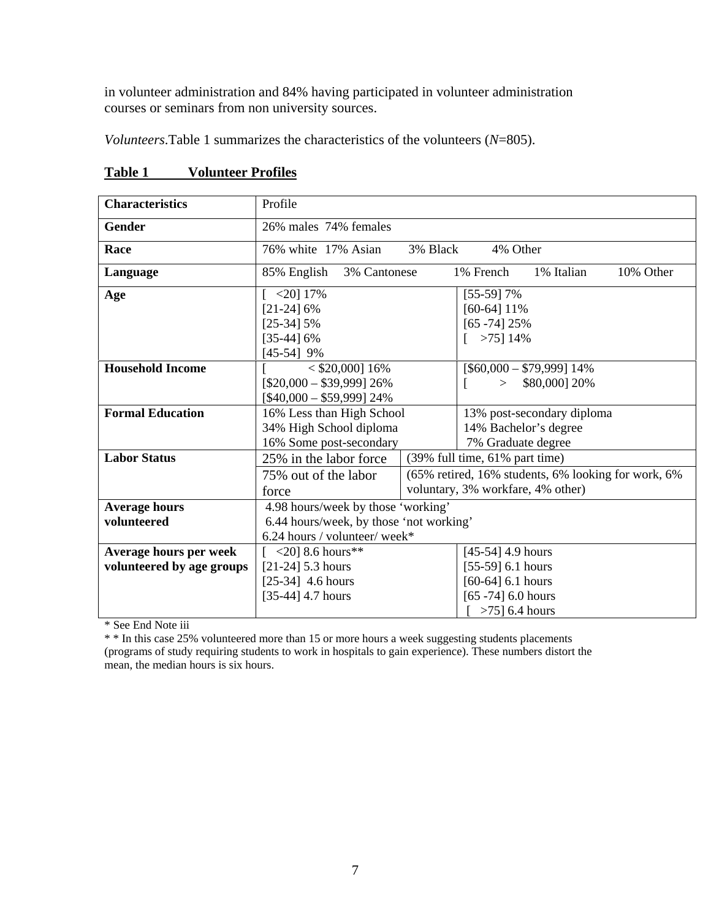in volunteer administration and 84% having participated in volunteer administration courses or seminars from non university sources.

*Volunteers*.Table 1 summarizes the characteristics of the volunteers (*N*=805).

**Table 1 Volunteer Profiles**

| **Characteristics** | Profile | |
|---|---|---|
| **Gender** | 26% males 74% females | |
| **Race** | 76% white 17% Asian 3% Black 4% Other | |
| **Language** | 85% English 3% Cantonese 1% French 1% Italian 10% Other | |
| **Age** | [ <20] 17%<br>[21-24] 6%<br>[25-34] 5%<br>[35-44] 6%<br>[45-54] 9% | [55-59] 7%<br>[60-64] 11%<br>[65 -74] 25%<br>[ >75] 14% |
| **Household Income** | [ < $20,000] 16%<br>[$20,000 – $39,999] 26%<br>[$40,000 – $59,999] 24% | [$60,000 – $79,999] 14%<br>[ > $80,000] 20% |
| **Formal Education** | 16% Less than High School<br>34% High School diploma<br>16% Some post-secondary | 13% post-secondary diploma<br>14% Bachelor's degree<br>7% Graduate degree |
| **Labor Status** | 25% in the labor force | (39% full time, 61% part time) |
| | 75% out of the labor force | (65% retired, 16% students, 6% looking for work, 6% voluntary, 3% workfare, 4% other) |
| **Average hours volunteered** | 4.98 hours/week by those 'working'<br>6.44 hours/week, by those 'not working'<br>6.24 hours / volunteer/ week* | |
| **Average hours per week volunteered by age groups** | [ <20] 8.6 hours**<br>[21-24] 5.3 hours<br>[25-34] 4.6 hours<br>[35-44] 4.7 hours | [45-54] 4.9 hours<br>[55-59] 6.1 hours<br>[60-64] 6.1 hours<br>[65 -74] 6.0 hours<br>[ >75] 6.4 hours |

\* See End Note iii

\* \* In this case 25% volunteered more than 15 or more hours a week suggesting students placements (programs of study requiring students to work in hospitals to gain experience). These numbers distort the mean, the median hours is six hours.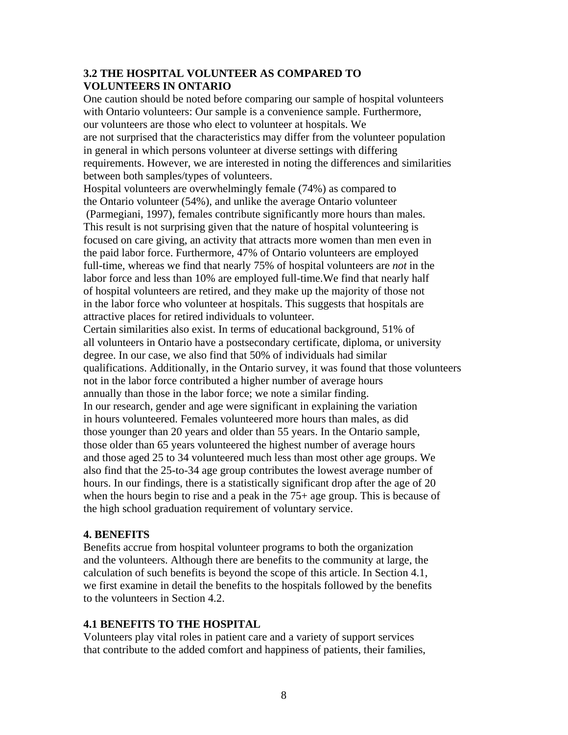### 3.2 THE HOSPITAL VOLUNTEER AS COMPARED TO VOLUNTEERS IN ONTARIO

One caution should be noted before comparing our sample of hospital volunteers with Ontario volunteers: Our sample is a convenience sample. Furthermore, our volunteers are those who elect to volunteer at hospitals. We are not surprised that the characteristics may differ from the volunteer population in general in which persons volunteer at diverse settings with differing requirements. However, we are interested in noting the differences and similarities between both samples/types of volunteers.

Hospital volunteers are overwhelmingly female (74%) as compared to the Ontario volunteer (54%), and unlike the average Ontario volunteer (Parmegiani, 1997), females contribute significantly more hours than males. This result is not surprising given that the nature of hospital volunteering is focused on care giving, an activity that attracts more women than men even in the paid labor force. Furthermore, 47% of Ontario volunteers are employed full-time, whereas we find that nearly 75% of hospital volunteers are *not* in the labor force and less than 10% are employed full-time.We find that nearly half of hospital volunteers are retired, and they make up the majority of those not in the labor force who volunteer at hospitals. This suggests that hospitals are attractive places for retired individuals to volunteer.

Certain similarities also exist. In terms of educational background, 51% of all volunteers in Ontario have a postsecondary certificate, diploma, or university degree. In our case, we also find that 50% of individuals had similar qualifications. Additionally, in the Ontario survey, it was found that those volunteers not in the labor force contributed a higher number of average hours annually than those in the labor force; we note a similar finding.

In our research, gender and age were significant in explaining the variation in hours volunteered. Females volunteered more hours than males, as did those younger than 20 years and older than 55 years. In the Ontario sample, those older than 65 years volunteered the highest number of average hours and those aged 25 to 34 volunteered much less than most other age groups. We also find that the 25-to-34 age group contributes the lowest average number of hours. In our findings, there is a statistically significant drop after the age of 20 when the hours begin to rise and a peak in the 75+ age group. This is because of the high school graduation requirement of voluntary service.

## 4. BENEFITS

Benefits accrue from hospital volunteer programs to both the organization and the volunteers. Although there are benefits to the community at large, the calculation of such benefits is beyond the scope of this article. In Section 4.1, we first examine in detail the benefits to the hospitals followed by the benefits to the volunteers in Section 4.2.

### 4.1 BENEFITS TO THE HOSPITAL

Volunteers play vital roles in patient care and a variety of support services that contribute to the added comfort and happiness of patients, their families,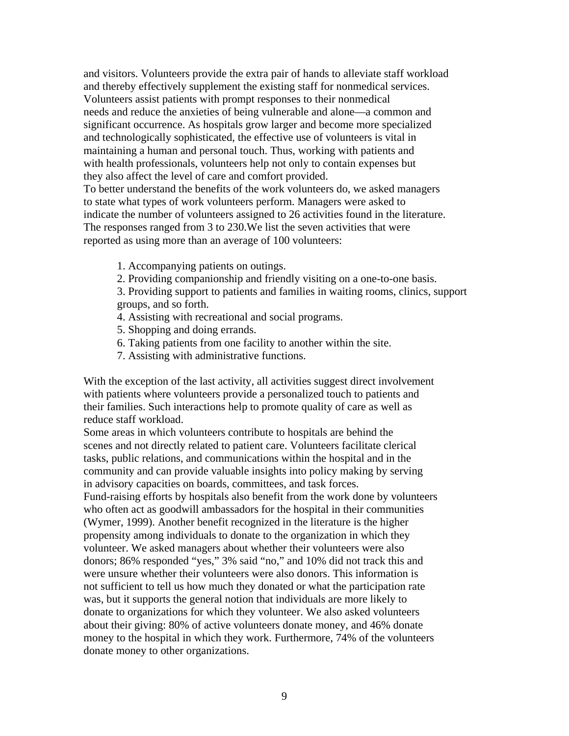and visitors. Volunteers provide the extra pair of hands to alleviate staff workload and thereby effectively supplement the existing staff for nonmedical services. Volunteers assist patients with prompt responses to their nonmedical needs and reduce the anxieties of being vulnerable and alone—a common and significant occurrence. As hospitals grow larger and become more specialized and technologically sophisticated, the effective use of volunteers is vital in maintaining a human and personal touch. Thus, working with patients and with health professionals, volunteers help not only to contain expenses but they also affect the level of care and comfort provided.

To better understand the benefits of the work volunteers do, we asked managers to state what types of work volunteers perform. Managers were asked to indicate the number of volunteers assigned to 26 activities found in the literature. The responses ranged from 3 to 230.We list the seven activities that were reported as using more than an average of 100 volunteers:

1. Accompanying patients on outings.
2. Providing companionship and friendly visiting on a one-to-one basis.
3. Providing support to patients and families in waiting rooms, clinics, support groups, and so forth.
4. Assisting with recreational and social programs.
5. Shopping and doing errands.
6. Taking patients from one facility to another within the site.
7. Assisting with administrative functions.

With the exception of the last activity, all activities suggest direct involvement with patients where volunteers provide a personalized touch to patients and their families. Such interactions help to promote quality of care as well as reduce staff workload.

Some areas in which volunteers contribute to hospitals are behind the scenes and not directly related to patient care. Volunteers facilitate clerical tasks, public relations, and communications within the hospital and in the community and can provide valuable insights into policy making by serving in advisory capacities on boards, committees, and task forces.

Fund-raising efforts by hospitals also benefit from the work done by volunteers who often act as goodwill ambassadors for the hospital in their communities (Wymer, 1999). Another benefit recognized in the literature is the higher propensity among individuals to donate to the organization in which they volunteer. We asked managers about whether their volunteers were also donors; 86% responded "yes," 3% said "no," and 10% did not track this and were unsure whether their volunteers were also donors. This information is not sufficient to tell us how much they donated or what the participation rate was, but it supports the general notion that individuals are more likely to donate to organizations for which they volunteer. We also asked volunteers about their giving: 80% of active volunteers donate money, and 46% donate money to the hospital in which they work. Furthermore, 74% of the volunteers donate money to other organizations.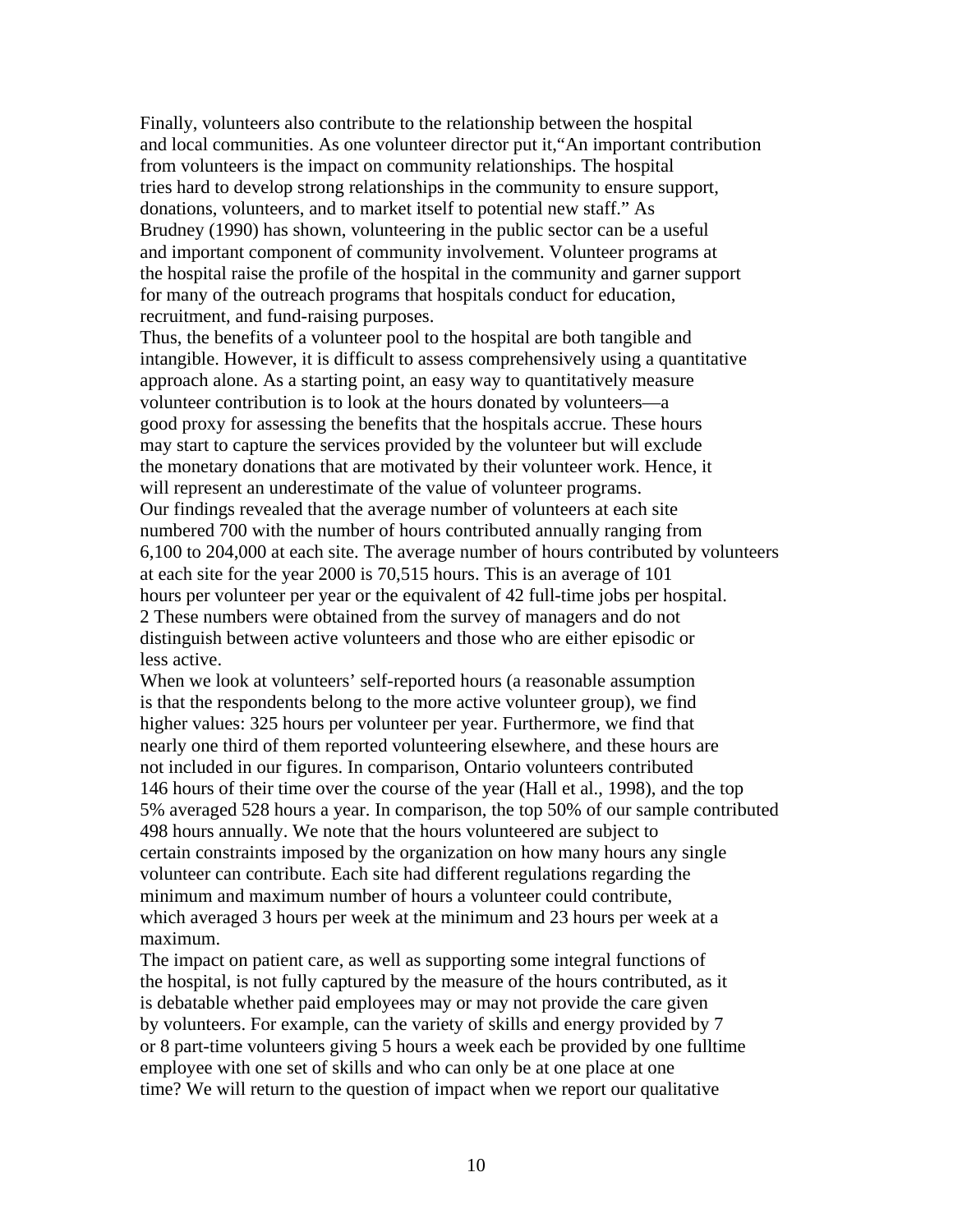Finally, volunteers also contribute to the relationship between the hospital and local communities. As one volunteer director put it,"An important contribution from volunteers is the impact on community relationships. The hospital tries hard to develop strong relationships in the community to ensure support, donations, volunteers, and to market itself to potential new staff." As Brudney (1990) has shown, volunteering in the public sector can be a useful and important component of community involvement. Volunteer programs at the hospital raise the profile of the hospital in the community and garner support for many of the outreach programs that hospitals conduct for education, recruitment, and fund-raising purposes.

Thus, the benefits of a volunteer pool to the hospital are both tangible and intangible. However, it is difficult to assess comprehensively using a quantitative approach alone. As a starting point, an easy way to quantitatively measure volunteer contribution is to look at the hours donated by volunteers—a good proxy for assessing the benefits that the hospitals accrue. These hours may start to capture the services provided by the volunteer but will exclude the monetary donations that are motivated by their volunteer work. Hence, it will represent an underestimate of the value of volunteer programs.

Our findings revealed that the average number of volunteers at each site numbered 700 with the number of hours contributed annually ranging from 6,100 to 204,000 at each site. The average number of hours contributed by volunteers at each site for the year 2000 is 70,515 hours. This is an average of 101 hours per volunteer per year or the equivalent of 42 full-time jobs per hospital. 2 These numbers were obtained from the survey of managers and do not distinguish between active volunteers and those who are either episodic or less active.

When we look at volunteers' self-reported hours (a reasonable assumption is that the respondents belong to the more active volunteer group), we find higher values: 325 hours per volunteer per year. Furthermore, we find that nearly one third of them reported volunteering elsewhere, and these hours are not included in our figures. In comparison, Ontario volunteers contributed 146 hours of their time over the course of the year (Hall et al., 1998), and the top 5% averaged 528 hours a year. In comparison, the top 50% of our sample contributed 498 hours annually. We note that the hours volunteered are subject to certain constraints imposed by the organization on how many hours any single volunteer can contribute. Each site had different regulations regarding the minimum and maximum number of hours a volunteer could contribute, which averaged 3 hours per week at the minimum and 23 hours per week at a maximum.

The impact on patient care, as well as supporting some integral functions of the hospital, is not fully captured by the measure of the hours contributed, as it is debatable whether paid employees may or may not provide the care given by volunteers. For example, can the variety of skills and energy provided by 7 or 8 part-time volunteers giving 5 hours a week each be provided by one fulltime employee with one set of skills and who can only be at one place at one time? We will return to the question of impact when we report our qualitative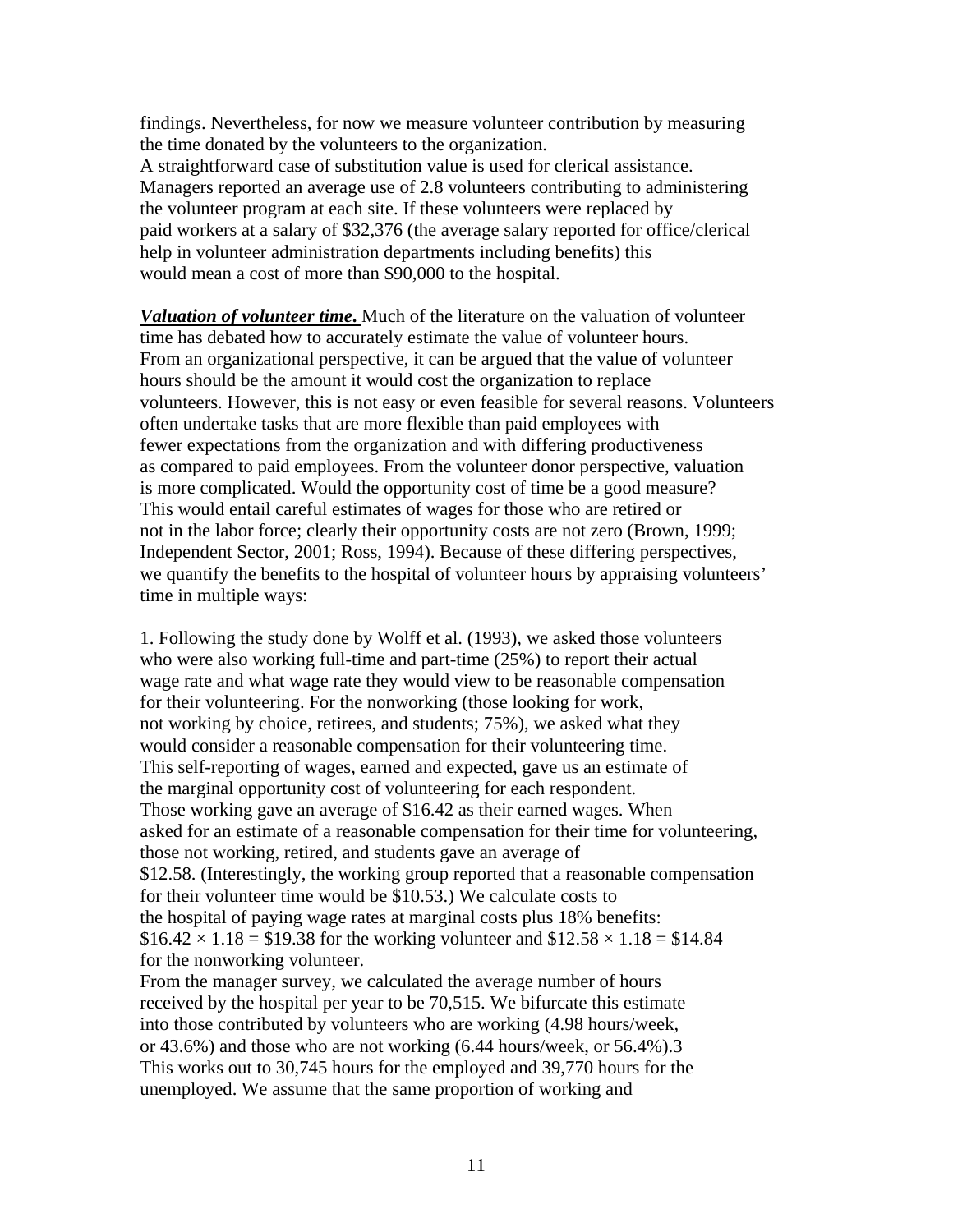findings. Nevertheless, for now we measure volunteer contribution by measuring the time donated by the volunteers to the organization.
A straightforward case of substitution value is used for clerical assistance. Managers reported an average use of 2.8 volunteers contributing to administering the volunteer program at each site. If these volunteers were replaced by paid workers at a salary of $32,376 (the average salary reported for office/clerical help in volunteer administration departments including benefits) this would mean a cost of more than $90,000 to the hospital.

***Valuation of volunteer time***. Much of the literature on the valuation of volunteer time has debated how to accurately estimate the value of volunteer hours. From an organizational perspective, it can be argued that the value of volunteer hours should be the amount it would cost the organization to replace volunteers. However, this is not easy or even feasible for several reasons. Volunteers often undertake tasks that are more flexible than paid employees with fewer expectations from the organization and with differing productiveness as compared to paid employees. From the volunteer donor perspective, valuation is more complicated. Would the opportunity cost of time be a good measure? This would entail careful estimates of wages for those who are retired or not in the labor force; clearly their opportunity costs are not zero (Brown, 1999; Independent Sector, 2001; Ross, 1994). Because of these differing perspectives, we quantify the benefits to the hospital of volunteer hours by appraising volunteers' time in multiple ways:

1. Following the study done by Wolff et al. (1993), we asked those volunteers who were also working full-time and part-time (25%) to report their actual wage rate and what wage rate they would view to be reasonable compensation for their volunteering. For the nonworking (those looking for work, not working by choice, retirees, and students; 75%), we asked what they would consider a reasonable compensation for their volunteering time. This self-reporting of wages, earned and expected, gave us an estimate of the marginal opportunity cost of volunteering for each respondent. Those working gave an average of $16.42 as their earned wages. When asked for an estimate of a reasonable compensation for their time for volunteering, those not working, retired, and students gave an average of $12.58. (Interestingly, the working group reported that a reasonable compensation for their volunteer time would be $10.53.) We calculate costs to the hospital of paying wage rates at marginal costs plus 18% benefits: $\$16.42 \times 1.18 = \$19.38$ for the working volunteer and $\$12.58 \times 1.18 = \$14.84$ for the nonworking volunteer.
From the manager survey, we calculated the average number of hours received by the hospital per year to be 70,515. We bifurcate this estimate into those contributed by volunteers who are working (4.98 hours/week, or 43.6%) and those who are not working (6.44 hours/week, or 56.4%).[3] This works out to 30,745 hours for the employed and 39,770 hours for the unemployed. We assume that the same proportion of working and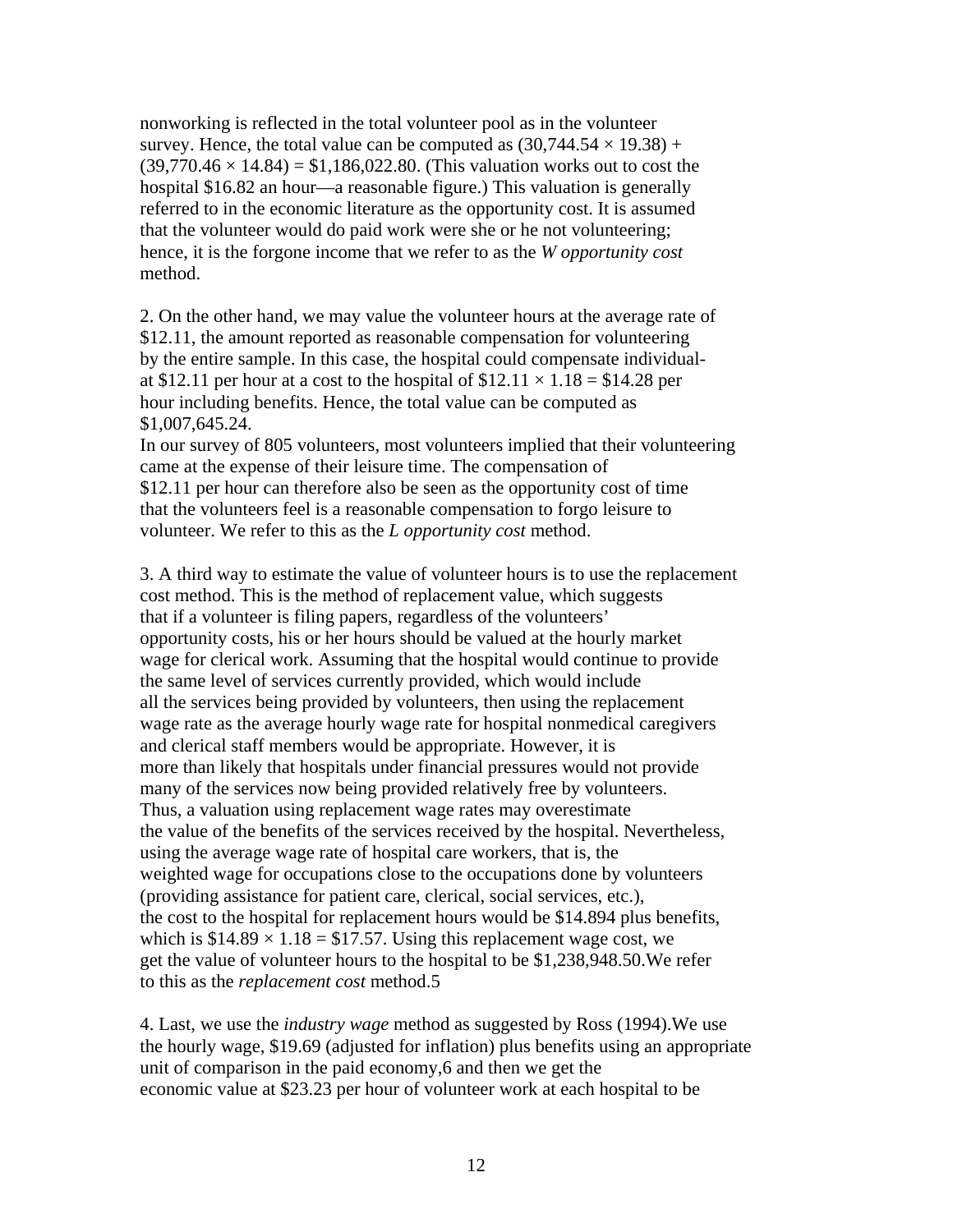nonworking is reflected in the total volunteer pool as in the volunteer survey. Hence, the total value can be computed as $(30{,}744.54 \times 19.38) + (39{,}770.46 \times 14.84) = \$1{,}186{,}022.80$. (This valuation works out to cost the hospital $16.82 an hour—a reasonable figure.) This valuation is generally referred to in the economic literature as the opportunity cost. It is assumed that the volunteer would do paid work were she or he not volunteering; hence, it is the forgone income that we refer to as the *W opportunity cost* method.

2. On the other hand, we may value the volunteer hours at the average rate of $12.11, the amount reported as reasonable compensation for volunteering by the entire sample. In this case, the hospital could compensate individual-at $12.11 per hour at a cost to the hospital of $\$12.11 \times 1.18 = \$14.28$ per hour including benefits. Hence, the total value can be computed as $1,007,645.24.
In our survey of 805 volunteers, most volunteers implied that their volunteering came at the expense of their leisure time. The compensation of $12.11 per hour can therefore also be seen as the opportunity cost of time that the volunteers feel is a reasonable compensation to forgo leisure to volunteer. We refer to this as the *L opportunity cost* method.

3. A third way to estimate the value of volunteer hours is to use the replacement cost method. This is the method of replacement value, which suggests that if a volunteer is filing papers, regardless of the volunteers' opportunity costs, his or her hours should be valued at the hourly market wage for clerical work. Assuming that the hospital would continue to provide the same level of services currently provided, which would include all the services being provided by volunteers, then using the replacement wage rate as the average hourly wage rate for hospital nonmedical caregivers and clerical staff members would be appropriate. However, it is more than likely that hospitals under financial pressures would not provide many of the services now being provided relatively free by volunteers. Thus, a valuation using replacement wage rates may overestimate the value of the benefits of the services received by the hospital. Nevertheless, using the average wage rate of hospital care workers, that is, the weighted wage for occupations close to the occupations done by volunteers (providing assistance for patient care, clerical, social services, etc.), the cost to the hospital for replacement hours would be $14.894 plus benefits, which is $\$14.89 \times 1.18 = \$17.57$. Using this replacement wage cost, we get the value of volunteer hours to the hospital to be $1,238,948.50.We refer to this as the *replacement cost* method.5

4. Last, we use the *industry wage* method as suggested by Ross (1994).We use the hourly wage, $19.69 (adjusted for inflation) plus benefits using an appropriate unit of comparison in the paid economy,6 and then we get the economic value at $23.23 per hour of volunteer work at each hospital to be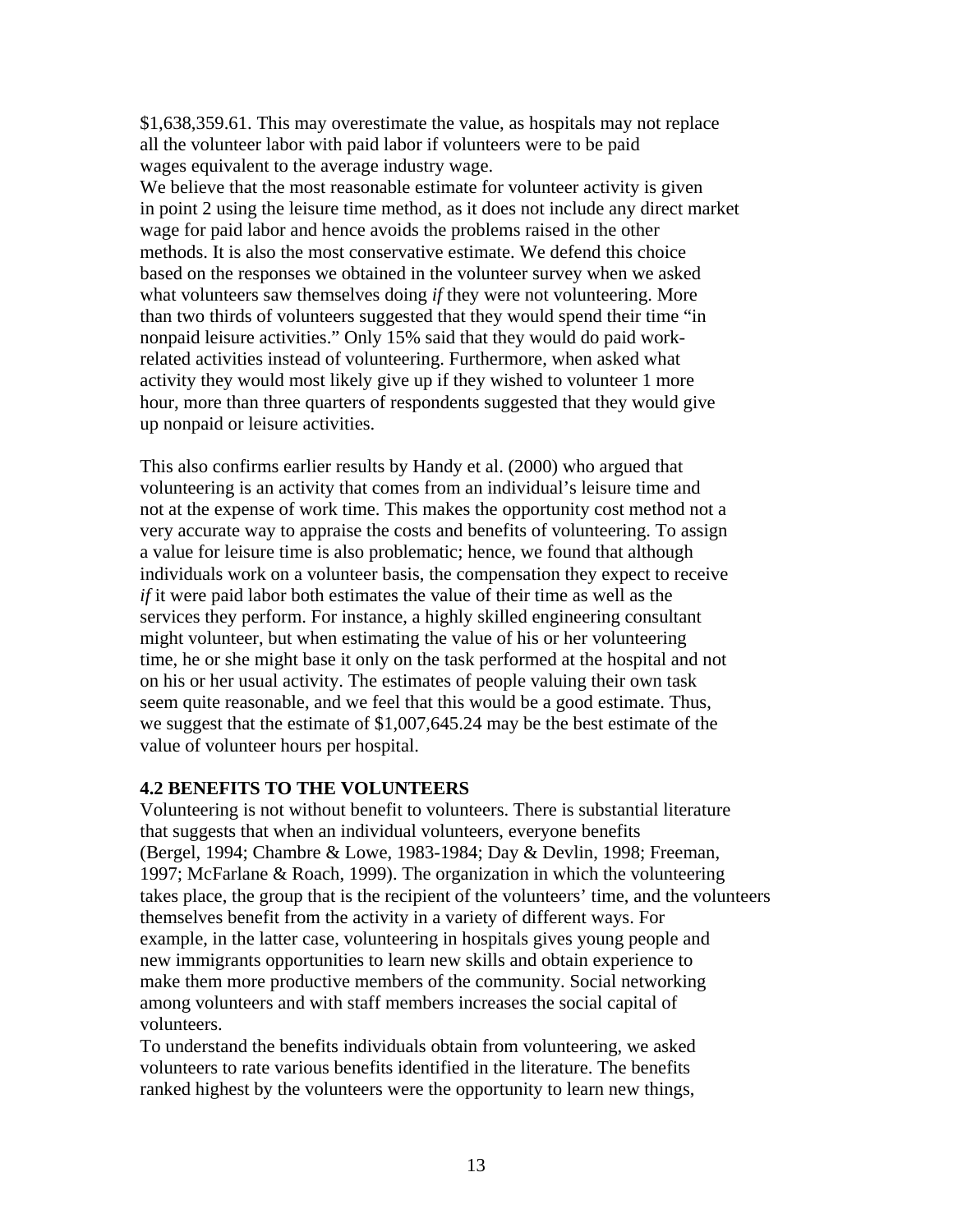$1,638,359.61. This may overestimate the value, as hospitals may not replace all the volunteer labor with paid labor if volunteers were to be paid wages equivalent to the average industry wage.

We believe that the most reasonable estimate for volunteer activity is given in point 2 using the leisure time method, as it does not include any direct market wage for paid labor and hence avoids the problems raised in the other methods. It is also the most conservative estimate. We defend this choice based on the responses we obtained in the volunteer survey when we asked what volunteers saw themselves doing *if* they were not volunteering. More than two thirds of volunteers suggested that they would spend their time "in nonpaid leisure activities." Only 15% said that they would do paid work-related activities instead of volunteering. Furthermore, when asked what activity they would most likely give up if they wished to volunteer 1 more hour, more than three quarters of respondents suggested that they would give up nonpaid or leisure activities.

This also confirms earlier results by Handy et al. (2000) who argued that volunteering is an activity that comes from an individual's leisure time and not at the expense of work time. This makes the opportunity cost method not a very accurate way to appraise the costs and benefits of volunteering. To assign a value for leisure time is also problematic; hence, we found that although individuals work on a volunteer basis, the compensation they expect to receive *if* it were paid labor both estimates the value of their time as well as the services they perform. For instance, a highly skilled engineering consultant might volunteer, but when estimating the value of his or her volunteering time, he or she might base it only on the task performed at the hospital and not on his or her usual activity. The estimates of people valuing their own task seem quite reasonable, and we feel that this would be a good estimate. Thus, we suggest that the estimate of $1,007,645.24 may be the best estimate of the value of volunteer hours per hospital.

### 4.2 BENEFITS TO THE VOLUNTEERS

Volunteering is not without benefit to volunteers. There is substantial literature that suggests that when an individual volunteers, everyone benefits (Bergel, 1994; Chambre & Lowe, 1983-1984; Day & Devlin, 1998; Freeman, 1997; McFarlane & Roach, 1999). The organization in which the volunteering takes place, the group that is the recipient of the volunteers' time, and the volunteers themselves benefit from the activity in a variety of different ways. For example, in the latter case, volunteering in hospitals gives young people and new immigrants opportunities to learn new skills and obtain experience to make them more productive members of the community. Social networking among volunteers and with staff members increases the social capital of volunteers.

To understand the benefits individuals obtain from volunteering, we asked volunteers to rate various benefits identified in the literature. The benefits ranked highest by the volunteers were the opportunity to learn new things,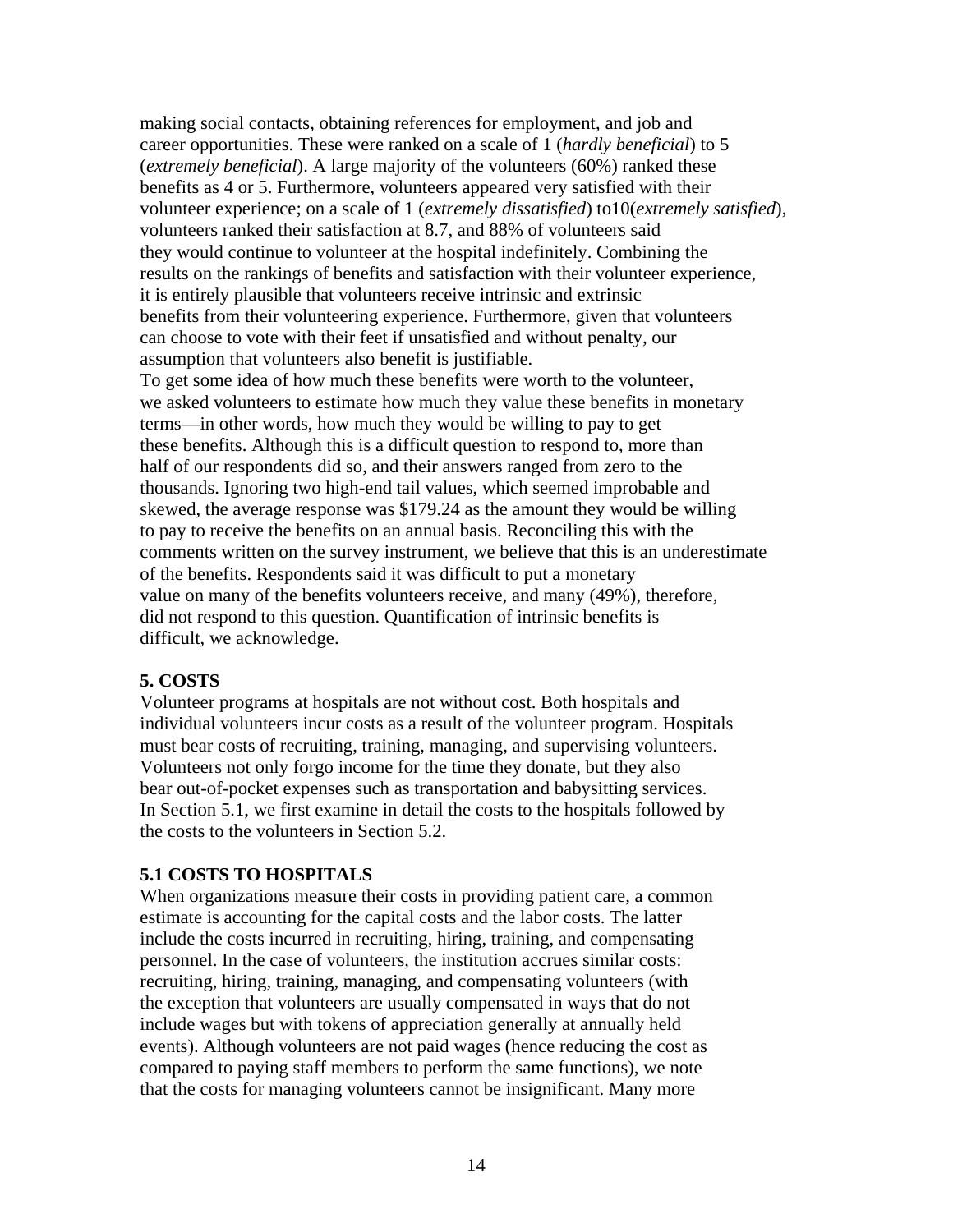making social contacts, obtaining references for employment, and job and career opportunities. These were ranked on a scale of 1 (*hardly beneficial*) to 5 (*extremely beneficial*). A large majority of the volunteers (60%) ranked these benefits as 4 or 5. Furthermore, volunteers appeared very satisfied with their volunteer experience; on a scale of 1 (*extremely dissatisfied*) to10(*extremely satisfied*), volunteers ranked their satisfaction at 8.7, and 88% of volunteers said they would continue to volunteer at the hospital indefinitely. Combining the results on the rankings of benefits and satisfaction with their volunteer experience, it is entirely plausible that volunteers receive intrinsic and extrinsic benefits from their volunteering experience. Furthermore, given that volunteers can choose to vote with their feet if unsatisfied and without penalty, our assumption that volunteers also benefit is justifiable.

To get some idea of how much these benefits were worth to the volunteer, we asked volunteers to estimate how much they value these benefits in monetary terms—in other words, how much they would be willing to pay to get these benefits. Although this is a difficult question to respond to, more than half of our respondents did so, and their answers ranged from zero to the thousands. Ignoring two high-end tail values, which seemed improbable and skewed, the average response was $179.24 as the amount they would be willing to pay to receive the benefits on an annual basis. Reconciling this with the comments written on the survey instrument, we believe that this is an underestimate of the benefits. Respondents said it was difficult to put a monetary value on many of the benefits volunteers receive, and many (49%), therefore, did not respond to this question. Quantification of intrinsic benefits is difficult, we acknowledge.

## 5. COSTS

Volunteer programs at hospitals are not without cost. Both hospitals and individual volunteers incur costs as a result of the volunteer program. Hospitals must bear costs of recruiting, training, managing, and supervising volunteers. Volunteers not only forgo income for the time they donate, but they also bear out-of-pocket expenses such as transportation and babysitting services. In Section 5.1, we first examine in detail the costs to the hospitals followed by the costs to the volunteers in Section 5.2.

### 5.1 COSTS TO HOSPITALS

When organizations measure their costs in providing patient care, a common estimate is accounting for the capital costs and the labor costs. The latter include the costs incurred in recruiting, hiring, training, and compensating personnel. In the case of volunteers, the institution accrues similar costs: recruiting, hiring, training, managing, and compensating volunteers (with the exception that volunteers are usually compensated in ways that do not include wages but with tokens of appreciation generally at annually held events). Although volunteers are not paid wages (hence reducing the cost as compared to paying staff members to perform the same functions), we note that the costs for managing volunteers cannot be insignificant. Many more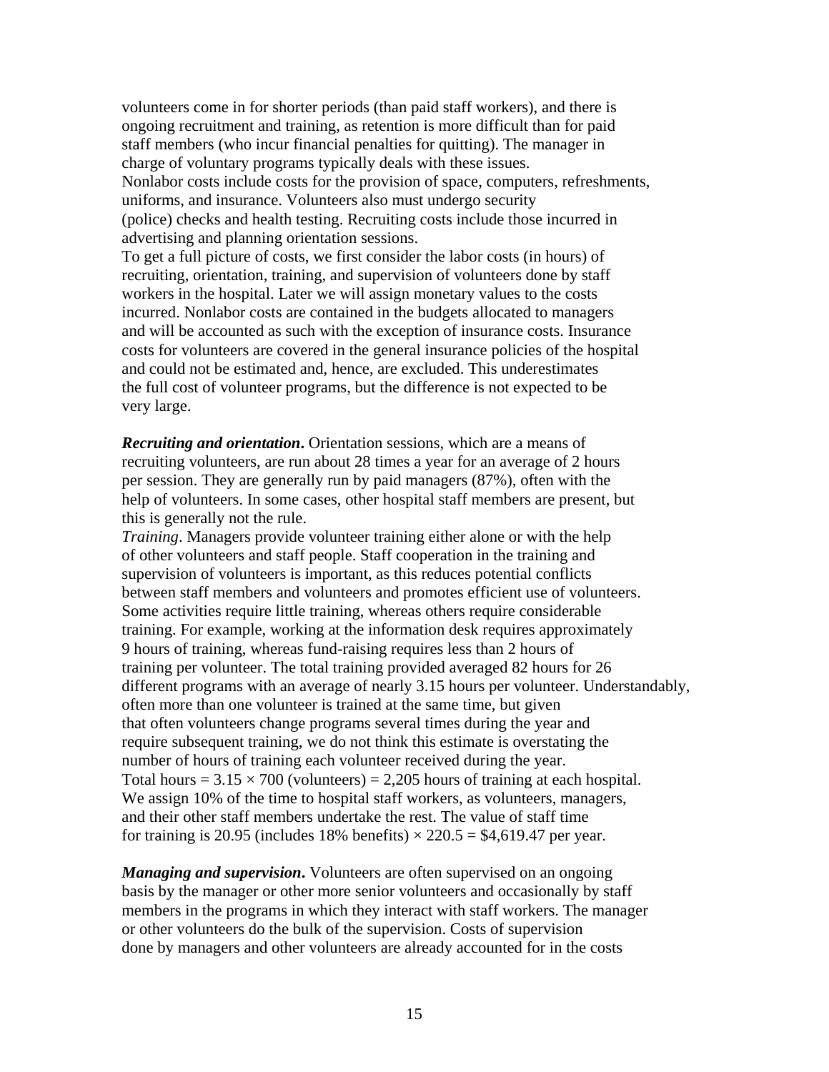volunteers come in for shorter periods (than paid staff workers), and there is ongoing recruitment and training, as retention is more difficult than for paid staff members (who incur financial penalties for quitting). The manager in charge of voluntary programs typically deals with these issues.

Nonlabor costs include costs for the provision of space, computers, refreshments, uniforms, and insurance. Volunteers also must undergo security (police) checks and health testing. Recruiting costs include those incurred in advertising and planning orientation sessions.

To get a full picture of costs, we first consider the labor costs (in hours) of recruiting, orientation, training, and supervision of volunteers done by staff workers in the hospital. Later we will assign monetary values to the costs incurred. Nonlabor costs are contained in the budgets allocated to managers and will be accounted as such with the exception of insurance costs. Insurance costs for volunteers are covered in the general insurance policies of the hospital and could not be estimated and, hence, are excluded. This underestimates the full cost of volunteer programs, but the difference is not expected to be very large.

***Recruiting and orientation***. Orientation sessions, which are a means of recruiting volunteers, are run about 28 times a year for an average of 2 hours per session. They are generally run by paid managers (87%), often with the help of volunteers. In some cases, other hospital staff members are present, but this is generally not the rule.

*Training*. Managers provide volunteer training either alone or with the help of other volunteers and staff people. Staff cooperation in the training and supervision of volunteers is important, as this reduces potential conflicts between staff members and volunteers and promotes efficient use of volunteers. Some activities require little training, whereas others require considerable training. For example, working at the information desk requires approximately 9 hours of training, whereas fund-raising requires less than 2 hours of training per volunteer. The total training provided averaged 82 hours for 26 different programs with an average of nearly 3.15 hours per volunteer. Understandably, often more than one volunteer is trained at the same time, but given that often volunteers change programs several times during the year and require subsequent training, we do not think this estimate is overstating the number of hours of training each volunteer received during the year.

Total hours = $3.15 \times 700$ (volunteers) = 2,205 hours of training at each hospital. We assign 10% of the time to hospital staff workers, as volunteers, managers, and their other staff members undertake the rest. The value of staff time for training is 20.95 (includes 18% benefits) $\times$ 220.5 = \$4,619.47 per year.

***Managing and supervision***. Volunteers are often supervised on an ongoing basis by the manager or other more senior volunteers and occasionally by staff members in the programs in which they interact with staff workers. The manager or other volunteers do the bulk of the supervision. Costs of supervision done by managers and other volunteers are already accounted for in the costs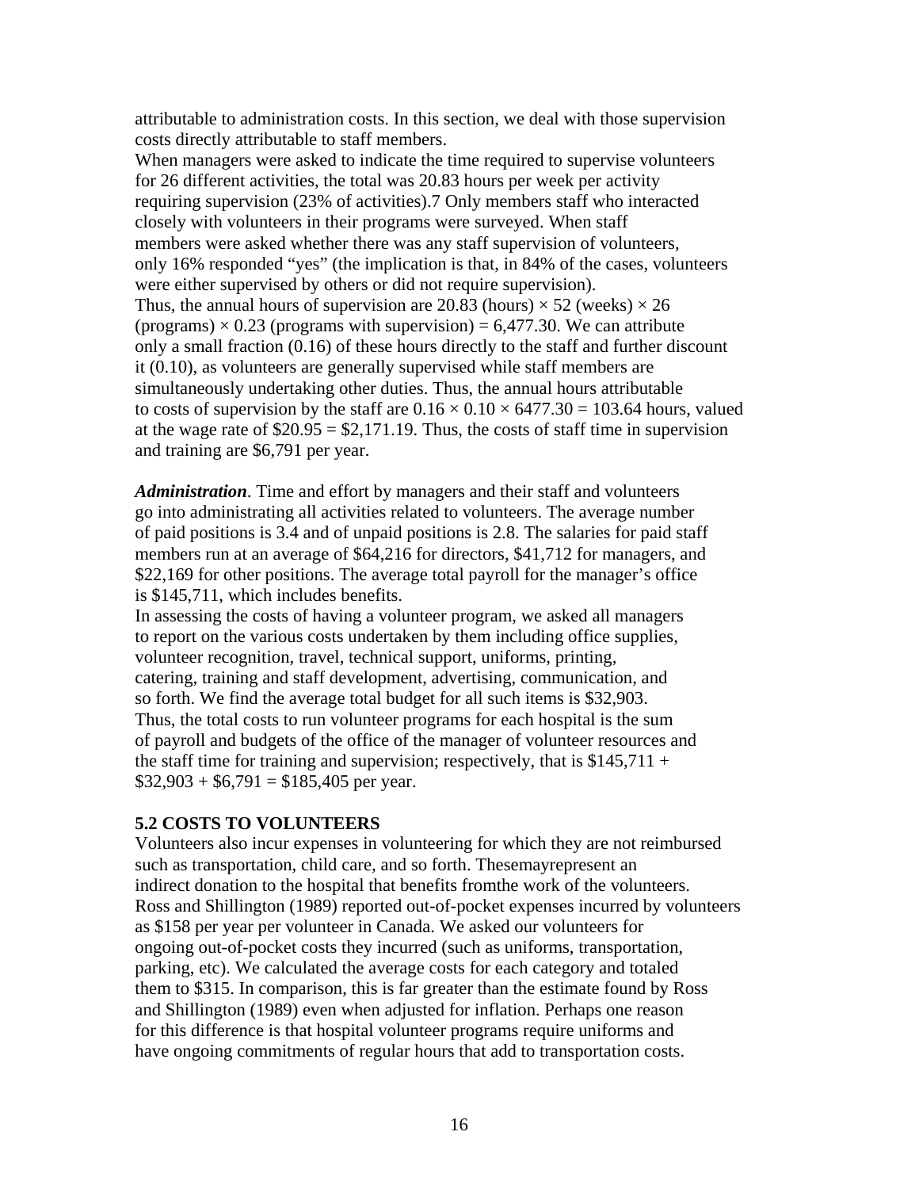attributable to administration costs. In this section, we deal with those supervision costs directly attributable to staff members.

When managers were asked to indicate the time required to supervise volunteers for 26 different activities, the total was 20.83 hours per week per activity requiring supervision (23% of activities).7 Only members staff who interacted closely with volunteers in their programs were surveyed. When staff members were asked whether there was any staff supervision of volunteers, only 16% responded "yes" (the implication is that, in 84% of the cases, volunteers were either supervised by others or did not require supervision).

Thus, the annual hours of supervision are 20.83 (hours) × 52 (weeks) × 26 (programs) × 0.23 (programs with supervision) = 6,477.30. We can attribute only a small fraction (0.16) of these hours directly to the staff and further discount it (0.10), as volunteers are generally supervised while staff members are simultaneously undertaking other duties. Thus, the annual hours attributable to costs of supervision by the staff are 0.16 × 0.10 × 6477.30 = 103.64 hours, valued at the wage rate of $20.95 = $2,171.19. Thus, the costs of staff time in supervision and training are $6,791 per year.

***Administration***. Time and effort by managers and their staff and volunteers go into administrating all activities related to volunteers. The average number of paid positions is 3.4 and of unpaid positions is 2.8. The salaries for paid staff members run at an average of $64,216 for directors, $41,712 for managers, and $22,169 for other positions. The average total payroll for the manager's office is $145,711, which includes benefits.

In assessing the costs of having a volunteer program, we asked all managers to report on the various costs undertaken by them including office supplies, volunteer recognition, travel, technical support, uniforms, printing, catering, training and staff development, advertising, communication, and so forth. We find the average total budget for all such items is $32,903. Thus, the total costs to run volunteer programs for each hospital is the sum of payroll and budgets of the office of the manager of volunteer resources and the staff time for training and supervision; respectively, that is $145,711 + $32,903 + $6,791 = $185,405 per year.

**5.2 COSTS TO VOLUNTEERS**

Volunteers also incur expenses in volunteering for which they are not reimbursed such as transportation, child care, and so forth. Thesemayrepresent an indirect donation to the hospital that benefits fromthe work of the volunteers. Ross and Shillington (1989) reported out-of-pocket expenses incurred by volunteers as $158 per year per volunteer in Canada. We asked our volunteers for ongoing out-of-pocket costs they incurred (such as uniforms, transportation, parking, etc). We calculated the average costs for each category and totaled them to $315. In comparison, this is far greater than the estimate found by Ross and Shillington (1989) even when adjusted for inflation. Perhaps one reason for this difference is that hospital volunteer programs require uniforms and have ongoing commitments of regular hours that add to transportation costs.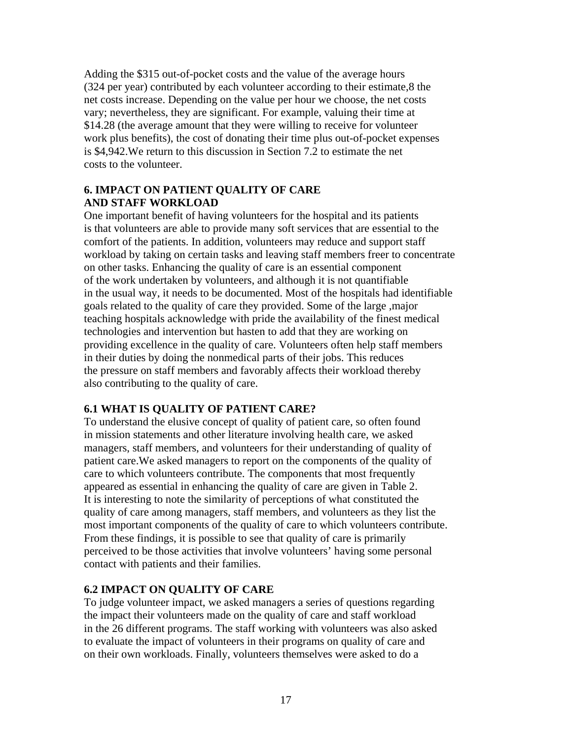Adding the \$315 out-of-pocket costs and the value of the average hours (324 per year) contributed by each volunteer according to their estimate,[8] the net costs increase. Depending on the value per hour we choose, the net costs vary; nevertheless, they are significant. For example, valuing their time at \$14.28 (the average amount that they were willing to receive for volunteer work plus benefits), the cost of donating their time plus out-of-pocket expenses is \$4,942.We return to this discussion in Section 7.2 to estimate the net costs to the volunteer.

## 6. IMPACT ON PATIENT QUALITY OF CARE AND STAFF WORKLOAD

One important benefit of having volunteers for the hospital and its patients is that volunteers are able to provide many soft services that are essential to the comfort of the patients. In addition, volunteers may reduce and support staff workload by taking on certain tasks and leaving staff members freer to concentrate on other tasks. Enhancing the quality of care is an essential component of the work undertaken by volunteers, and although it is not quantifiable in the usual way, it needs to be documented. Most of the hospitals had identifiable goals related to the quality of care they provided. Some of the large ,major teaching hospitals acknowledge with pride the availability of the finest medical technologies and intervention but hasten to add that they are working on providing excellence in the quality of care. Volunteers often help staff members in their duties by doing the nonmedical parts of their jobs. This reduces the pressure on staff members and favorably affects their workload thereby also contributing to the quality of care.

### 6.1 WHAT IS QUALITY OF PATIENT CARE?

To understand the elusive concept of quality of patient care, so often found in mission statements and other literature involving health care, we asked managers, staff members, and volunteers for their understanding of quality of patient care.We asked managers to report on the components of the quality of care to which volunteers contribute. The components that most frequently appeared as essential in enhancing the quality of care are given in Table 2. It is interesting to note the similarity of perceptions of what constituted the quality of care among managers, staff members, and volunteers as they list the most important components of the quality of care to which volunteers contribute. From these findings, it is possible to see that quality of care is primarily perceived to be those activities that involve volunteers' having some personal contact with patients and their families.

### 6.2 IMPACT ON QUALITY OF CARE

To judge volunteer impact, we asked managers a series of questions regarding the impact their volunteers made on the quality of care and staff workload in the 26 different programs. The staff working with volunteers was also asked to evaluate the impact of volunteers in their programs on quality of care and on their own workloads. Finally, volunteers themselves were asked to do a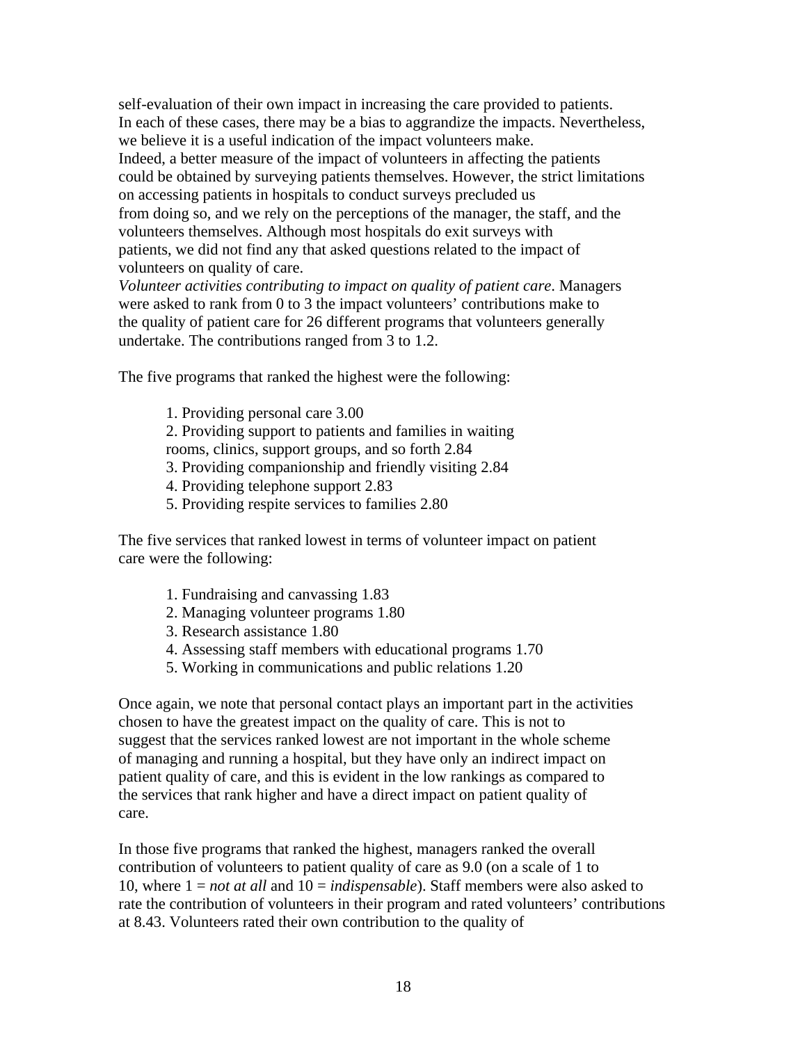self-evaluation of their own impact in increasing the care provided to patients. In each of these cases, there may be a bias to aggrandize the impacts. Nevertheless, we believe it is a useful indication of the impact volunteers make. Indeed, a better measure of the impact of volunteers in affecting the patients could be obtained by surveying patients themselves. However, the strict limitations on accessing patients in hospitals to conduct surveys precluded us from doing so, and we rely on the perceptions of the manager, the staff, and the volunteers themselves. Although most hospitals do exit surveys with patients, we did not find any that asked questions related to the impact of volunteers on quality of care.

*Volunteer activities contributing to impact on quality of patient care*. Managers were asked to rank from 0 to 3 the impact volunteers' contributions make to the quality of patient care for 26 different programs that volunteers generally undertake. The contributions ranged from 3 to 1.2.

The five programs that ranked the highest were the following:

1. Providing personal care 3.00
2. Providing support to patients and families in waiting rooms, clinics, support groups, and so forth 2.84
3. Providing companionship and friendly visiting 2.84
4. Providing telephone support 2.83
5. Providing respite services to families 2.80

The five services that ranked lowest in terms of volunteer impact on patient care were the following:

1. Fundraising and canvassing 1.83
2. Managing volunteer programs 1.80
3. Research assistance 1.80
4. Assessing staff members with educational programs 1.70
5. Working in communications and public relations 1.20

Once again, we note that personal contact plays an important part in the activities chosen to have the greatest impact on the quality of care. This is not to suggest that the services ranked lowest are not important in the whole scheme of managing and running a hospital, but they have only an indirect impact on patient quality of care, and this is evident in the low rankings as compared to the services that rank higher and have a direct impact on patient quality of care.

In those five programs that ranked the highest, managers ranked the overall contribution of volunteers to patient quality of care as 9.0 (on a scale of 1 to 10, where 1 = *not at all* and 10 = *indispensable*). Staff members were also asked to rate the contribution of volunteers in their program and rated volunteers' contributions at 8.43. Volunteers rated their own contribution to the quality of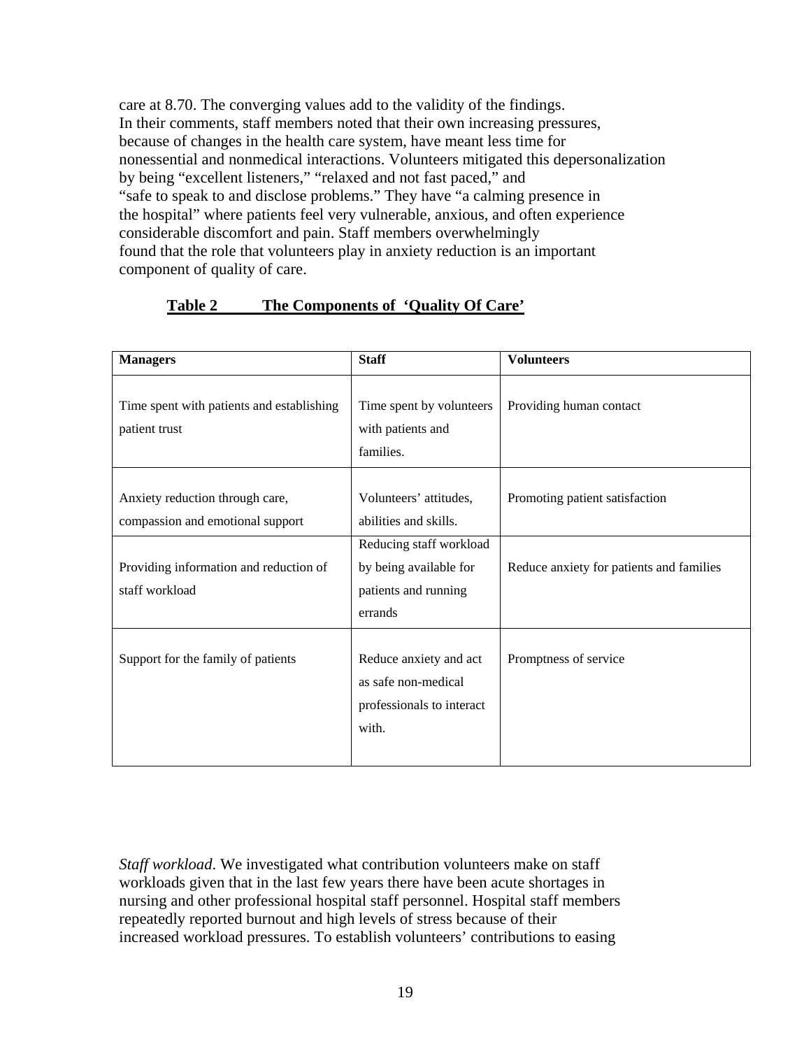care at 8.70. The converging values add to the validity of the findings. In their comments, staff members noted that their own increasing pressures, because of changes in the health care system, have meant less time for nonessential and nonmedical interactions. Volunteers mitigated this depersonalization by being "excellent listeners," "relaxed and not fast paced," and "safe to speak to and disclose problems." They have "a calming presence in the hospital" where patients feel very vulnerable, anxious, and often experience considerable discomfort and pain. Staff members overwhelmingly found that the role that volunteers play in anxiety reduction is an important component of quality of care.

**Table 2 The Components of 'Quality Of Care'**

| Managers | Staff | Volunteers |
|---|---|---|
| Time spent with patients and establishing patient trust | Time spent by volunteers with patients and families. | Providing human contact |
| Anxiety reduction through care, compassion and emotional support | Volunteers' attitudes, abilities and skills. | Promoting patient satisfaction |
| Providing information and reduction of staff workload | Reducing staff workload by being available for patients and running errands | Reduce anxiety for patients and families |
| Support for the family of patients | Reduce anxiety and act as safe non-medical professionals to interact with. | Promptness of service |

*Staff workload*. We investigated what contribution volunteers make on staff workloads given that in the last few years there have been acute shortages in nursing and other professional hospital staff personnel. Hospital staff members repeatedly reported burnout and high levels of stress because of their increased workload pressures. To establish volunteers' contributions to easing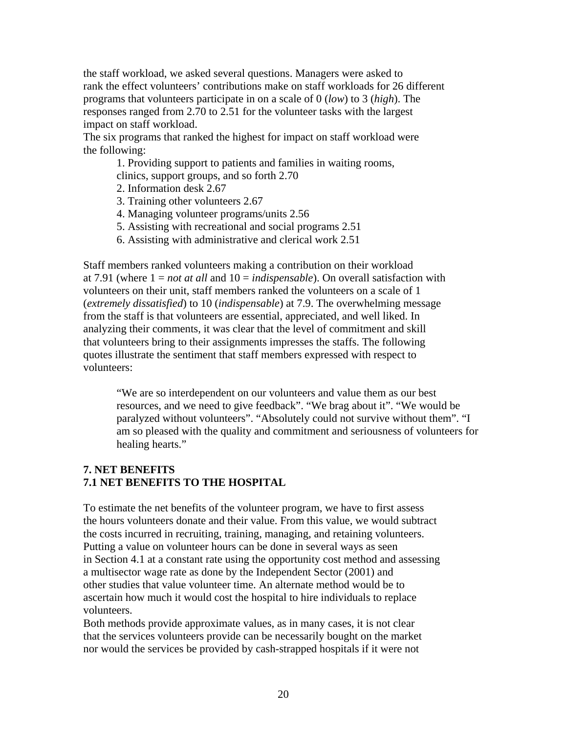the staff workload, we asked several questions. Managers were asked to rank the effect volunteers' contributions make on staff workloads for 26 different programs that volunteers participate in on a scale of 0 (*low*) to 3 (*high*). The responses ranged from 2.70 to 2.51 for the volunteer tasks with the largest impact on staff workload.

The six programs that ranked the highest for impact on staff workload were the following:

1. Providing support to patients and families in waiting rooms, clinics, support groups, and so forth 2.70
2. Information desk 2.67
3. Training other volunteers 2.67
4. Managing volunteer programs/units 2.56
5. Assisting with recreational and social programs 2.51
6. Assisting with administrative and clerical work 2.51

Staff members ranked volunteers making a contribution on their workload at 7.91 (where 1 = *not at all* and 10 = *indispensable*). On overall satisfaction with volunteers on their unit, staff members ranked the volunteers on a scale of 1 (*extremely dissatisfied*) to 10 (*indispensable*) at 7.9. The overwhelming message from the staff is that volunteers are essential, appreciated, and well liked. In analyzing their comments, it was clear that the level of commitment and skill that volunteers bring to their assignments impresses the staffs. The following quotes illustrate the sentiment that staff members expressed with respect to volunteers:

> "We are so interdependent on our volunteers and value them as our best resources, and we need to give feedback". "We brag about it". "We would be paralyzed without volunteers". "Absolutely could not survive without them". "I am so pleased with the quality and commitment and seriousness of volunteers for healing hearts."

## 7. NET BENEFITS

### 7.1 NET BENEFITS TO THE HOSPITAL

To estimate the net benefits of the volunteer program, we have to first assess the hours volunteers donate and their value. From this value, we would subtract the costs incurred in recruiting, training, managing, and retaining volunteers. Putting a value on volunteer hours can be done in several ways as seen in Section 4.1 at a constant rate using the opportunity cost method and assessing a multisector wage rate as done by the Independent Sector (2001) and other studies that value volunteer time. An alternate method would be to ascertain how much it would cost the hospital to hire individuals to replace volunteers.

Both methods provide approximate values, as in many cases, it is not clear that the services volunteers provide can be necessarily bought on the market nor would the services be provided by cash-strapped hospitals if it were not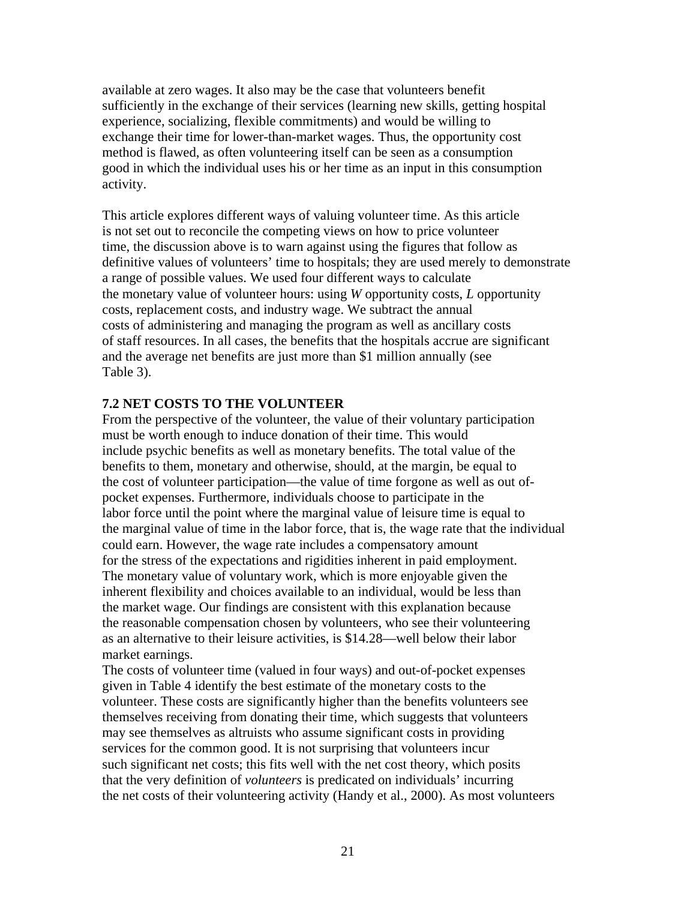available at zero wages. It also may be the case that volunteers benefit sufficiently in the exchange of their services (learning new skills, getting hospital experience, socializing, flexible commitments) and would be willing to exchange their time for lower-than-market wages. Thus, the opportunity cost method is flawed, as often volunteering itself can be seen as a consumption good in which the individual uses his or her time as an input in this consumption activity.

This article explores different ways of valuing volunteer time. As this article is not set out to reconcile the competing views on how to price volunteer time, the discussion above is to warn against using the figures that follow as definitive values of volunteers' time to hospitals; they are used merely to demonstrate a range of possible values. We used four different ways to calculate the monetary value of volunteer hours: using *W* opportunity costs, *L* opportunity costs, replacement costs, and industry wage. We subtract the annual costs of administering and managing the program as well as ancillary costs of staff resources. In all cases, the benefits that the hospitals accrue are significant and the average net benefits are just more than $1 million annually (see Table 3).

### 7.2 NET COSTS TO THE VOLUNTEER

From the perspective of the volunteer, the value of their voluntary participation must be worth enough to induce donation of their time. This would include psychic benefits as well as monetary benefits. The total value of the benefits to them, monetary and otherwise, should, at the margin, be equal to the cost of volunteer participation—the value of time forgone as well as out of-pocket expenses. Furthermore, individuals choose to participate in the labor force until the point where the marginal value of leisure time is equal to the marginal value of time in the labor force, that is, the wage rate that the individual could earn. However, the wage rate includes a compensatory amount for the stress of the expectations and rigidities inherent in paid employment. The monetary value of voluntary work, which is more enjoyable given the inherent flexibility and choices available to an individual, would be less than the market wage. Our findings are consistent with this explanation because the reasonable compensation chosen by volunteers, who see their volunteering as an alternative to their leisure activities, is $14.28—well below their labor market earnings.

The costs of volunteer time (valued in four ways) and out-of-pocket expenses given in Table 4 identify the best estimate of the monetary costs to the volunteer. These costs are significantly higher than the benefits volunteers see themselves receiving from donating their time, which suggests that volunteers may see themselves as altruists who assume significant costs in providing services for the common good. It is not surprising that volunteers incur such significant net costs; this fits well with the net cost theory, which posits that the very definition of *volunteers* is predicated on individuals' incurring the net costs of their volunteering activity (Handy et al., 2000). As most volunteers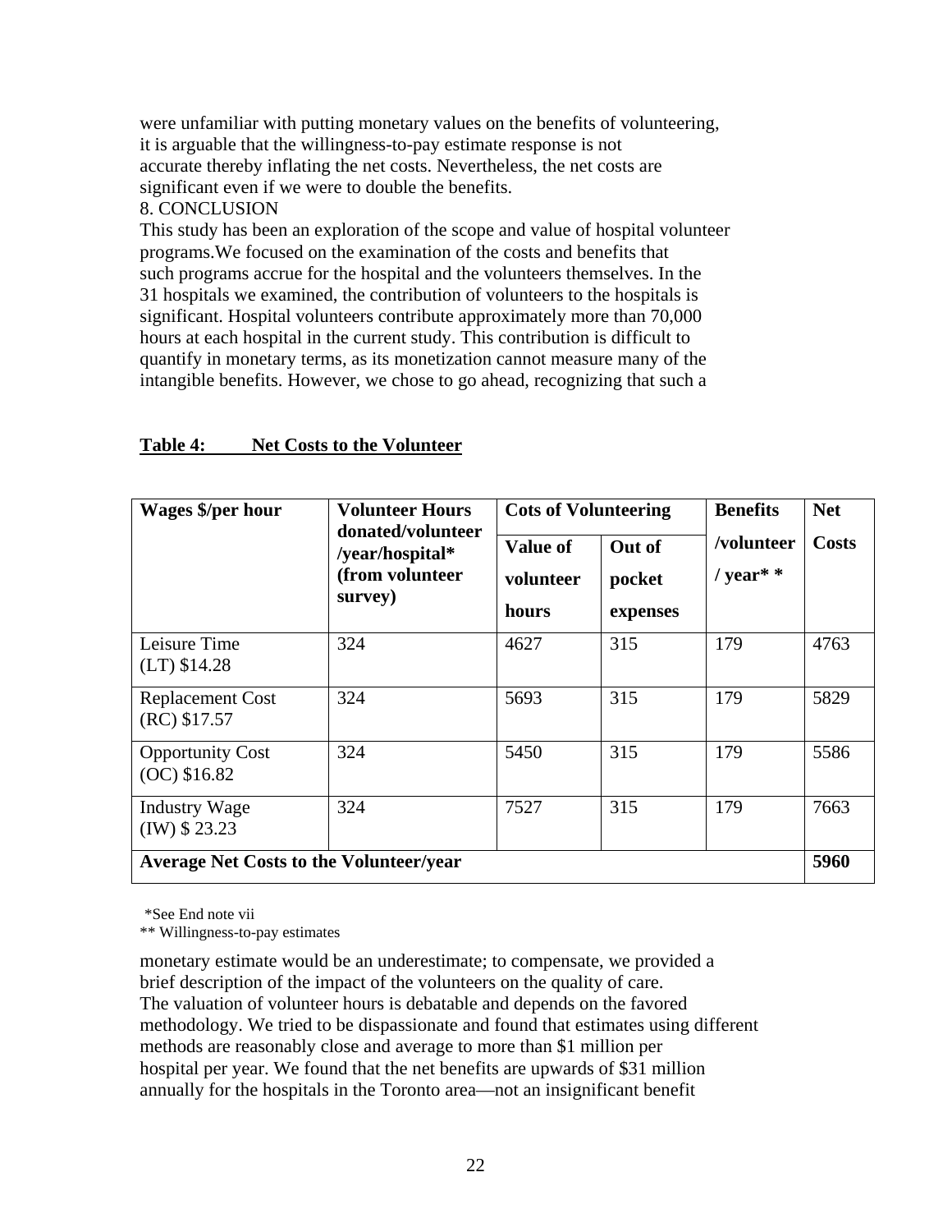were unfamiliar with putting monetary values on the benefits of volunteering, it is arguable that the willingness-to-pay estimate response is not accurate thereby inflating the net costs. Nevertheless, the net costs are significant even if we were to double the benefits.

## 8. CONCLUSION

This study has been an exploration of the scope and value of hospital volunteer programs.We focused on the examination of the costs and benefits that such programs accrue for the hospital and the volunteers themselves. In the 31 hospitals we examined, the contribution of volunteers to the hospitals is significant. Hospital volunteers contribute approximately more than 70,000 hours at each hospital in the current study. This contribution is difficult to quantify in monetary terms, as its monetization cannot measure many of the intangible benefits. However, we chose to go ahead, recognizing that such a monetary estimate would be an underestimate; to compensate, we provided a brief description of the impact of the volunteers on the quality of care. The valuation of volunteer hours is debatable and depends on the favored methodology. We tried to be dispassionate and found that estimates using different methods are reasonably close and average to more than $1 million per hospital per year. We found that the net benefits are upwards of $31 million annually for the hospitals in the Toronto area—not an insignificant benefit

**Table 4: Net Costs to the Volunteer**

| **Wages $/per hour** | **Volunteer Hours donated/volunteer /year/hospital* (from volunteer survey)** | **Cots of Volunteering** | | **Benefits /volunteer / year* *** | **Net Costs** |
|---|---|---|---|---|---|
| | | **Value of volunteer hours** | **Out of pocket expenses** | | |
| Leisure Time (LT) $14.28 | 324 | 4627 | 315 | 179 | 4763 |
| Replacement Cost (RC) $17.57 | 324 | 5693 | 315 | 179 | 5829 |
| Opportunity Cost (OC) $16.82 | 324 | 5450 | 315 | 179 | 5586 |
| Industry Wage (IW) $ 23.23 | 324 | 7527 | 315 | 179 | 7663 |
| **Average Net Costs to the Volunteer/year** | | | | | **5960** |

*See End note vii

** Willingness-to-pay estimates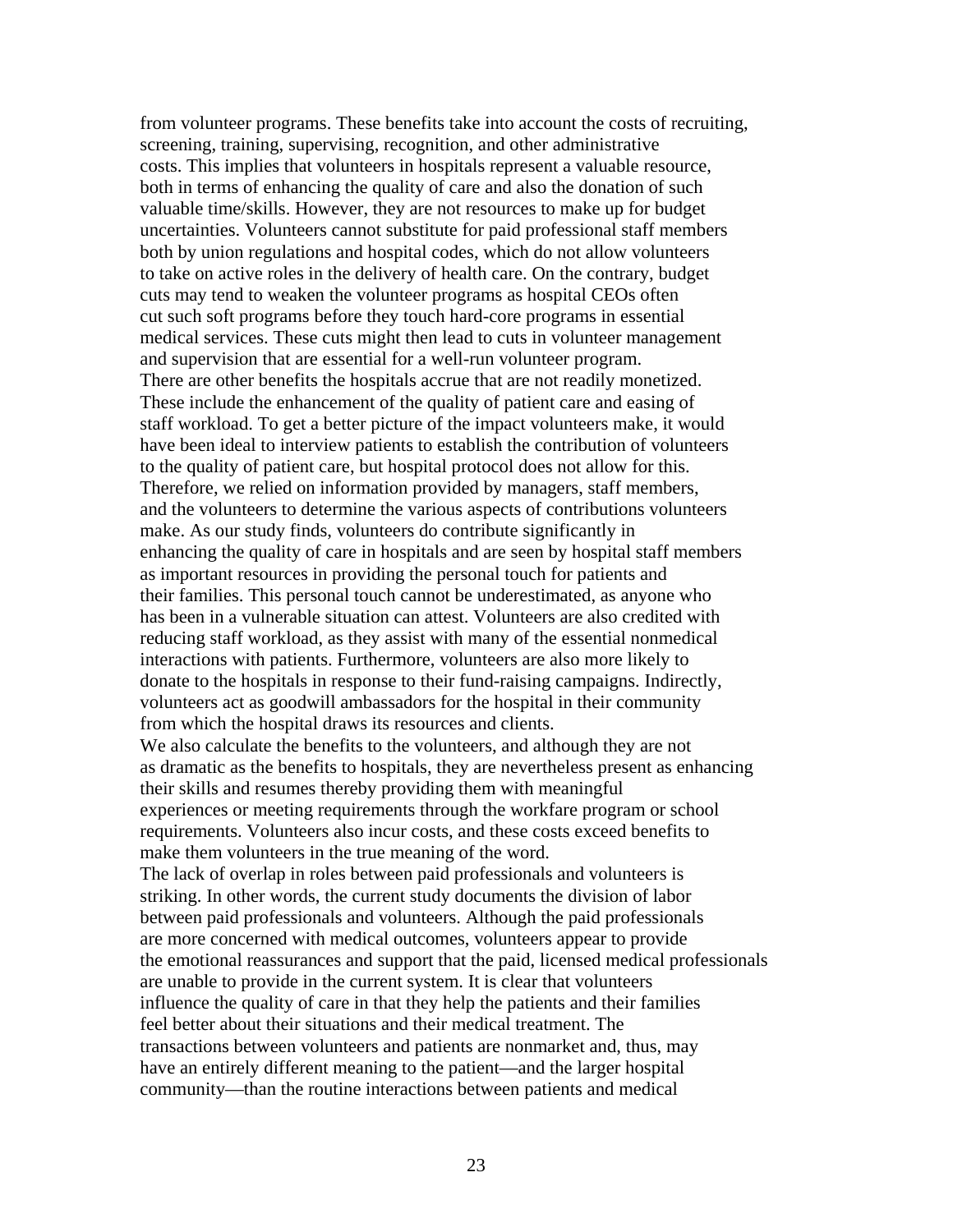from volunteer programs. These benefits take into account the costs of recruiting, screening, training, supervising, recognition, and other administrative costs. This implies that volunteers in hospitals represent a valuable resource, both in terms of enhancing the quality of care and also the donation of such valuable time/skills. However, they are not resources to make up for budget uncertainties. Volunteers cannot substitute for paid professional staff members both by union regulations and hospital codes, which do not allow volunteers to take on active roles in the delivery of health care. On the contrary, budget cuts may tend to weaken the volunteer programs as hospital CEOs often cut such soft programs before they touch hard-core programs in essential medical services. These cuts might then lead to cuts in volunteer management and supervision that are essential for a well-run volunteer program.

There are other benefits the hospitals accrue that are not readily monetized. These include the enhancement of the quality of patient care and easing of staff workload. To get a better picture of the impact volunteers make, it would have been ideal to interview patients to establish the contribution of volunteers to the quality of patient care, but hospital protocol does not allow for this. Therefore, we relied on information provided by managers, staff members, and the volunteers to determine the various aspects of contributions volunteers make. As our study finds, volunteers do contribute significantly in enhancing the quality of care in hospitals and are seen by hospital staff members as important resources in providing the personal touch for patients and their families. This personal touch cannot be underestimated, as anyone who has been in a vulnerable situation can attest. Volunteers are also credited with reducing staff workload, as they assist with many of the essential nonmedical interactions with patients. Furthermore, volunteers are also more likely to donate to the hospitals in response to their fund-raising campaigns. Indirectly, volunteers act as goodwill ambassadors for the hospital in their community from which the hospital draws its resources and clients.

We also calculate the benefits to the volunteers, and although they are not as dramatic as the benefits to hospitals, they are nevertheless present as enhancing their skills and resumes thereby providing them with meaningful experiences or meeting requirements through the workfare program or school requirements. Volunteers also incur costs, and these costs exceed benefits to make them volunteers in the true meaning of the word.

The lack of overlap in roles between paid professionals and volunteers is striking. In other words, the current study documents the division of labor between paid professionals and volunteers. Although the paid professionals are more concerned with medical outcomes, volunteers appear to provide the emotional reassurances and support that the paid, licensed medical professionals are unable to provide in the current system. It is clear that volunteers influence the quality of care in that they help the patients and their families feel better about their situations and their medical treatment. The transactions between volunteers and patients are nonmarket and, thus, may have an entirely different meaning to the patient—and the larger hospital community—than the routine interactions between patients and medical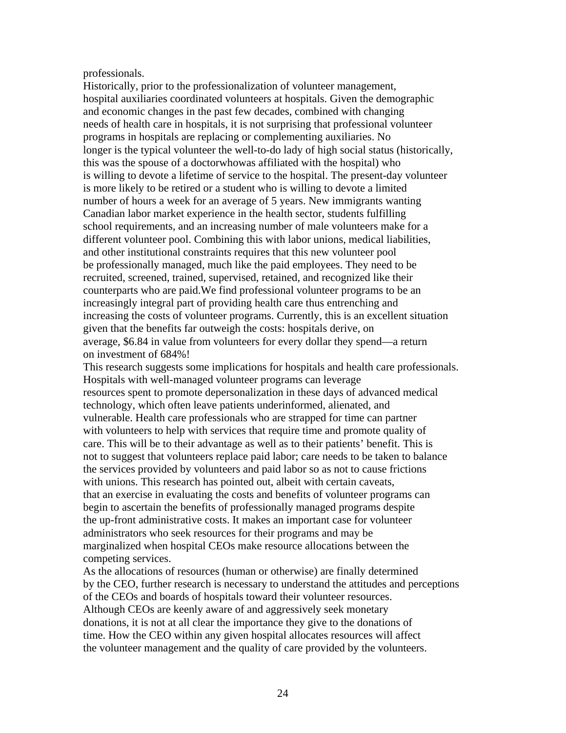professionals.

Historically, prior to the professionalization of volunteer management, hospital auxiliaries coordinated volunteers at hospitals. Given the demographic and economic changes in the past few decades, combined with changing needs of health care in hospitals, it is not surprising that professional volunteer programs in hospitals are replacing or complementing auxiliaries. No longer is the typical volunteer the well-to-do lady of high social status (historically, this was the spouse of a doctorwhowas affiliated with the hospital) who is willing to devote a lifetime of service to the hospital. The present-day volunteer is more likely to be retired or a student who is willing to devote a limited number of hours a week for an average of 5 years. New immigrants wanting Canadian labor market experience in the health sector, students fulfilling school requirements, and an increasing number of male volunteers make for a different volunteer pool. Combining this with labor unions, medical liabilities, and other institutional constraints requires that this new volunteer pool be professionally managed, much like the paid employees. They need to be recruited, screened, trained, supervised, retained, and recognized like their counterparts who are paid.We find professional volunteer programs to be an increasingly integral part of providing health care thus entrenching and increasing the costs of volunteer programs. Currently, this is an excellent situation given that the benefits far outweigh the costs: hospitals derive, on average, $6.84 in value from volunteers for every dollar they spend—a return on investment of 684%!

This research suggests some implications for hospitals and health care professionals. Hospitals with well-managed volunteer programs can leverage resources spent to promote depersonalization in these days of advanced medical technology, which often leave patients underinformed, alienated, and vulnerable. Health care professionals who are strapped for time can partner with volunteers to help with services that require time and promote quality of care. This will be to their advantage as well as to their patients' benefit. This is not to suggest that volunteers replace paid labor; care needs to be taken to balance the services provided by volunteers and paid labor so as not to cause frictions with unions. This research has pointed out, albeit with certain caveats, that an exercise in evaluating the costs and benefits of volunteer programs can begin to ascertain the benefits of professionally managed programs despite the up-front administrative costs. It makes an important case for volunteer administrators who seek resources for their programs and may be marginalized when hospital CEOs make resource allocations between the competing services.

As the allocations of resources (human or otherwise) are finally determined by the CEO, further research is necessary to understand the attitudes and perceptions of the CEOs and boards of hospitals toward their volunteer resources. Although CEOs are keenly aware of and aggressively seek monetary donations, it is not at all clear the importance they give to the donations of time. How the CEO within any given hospital allocates resources will affect the volunteer management and the quality of care provided by the volunteers.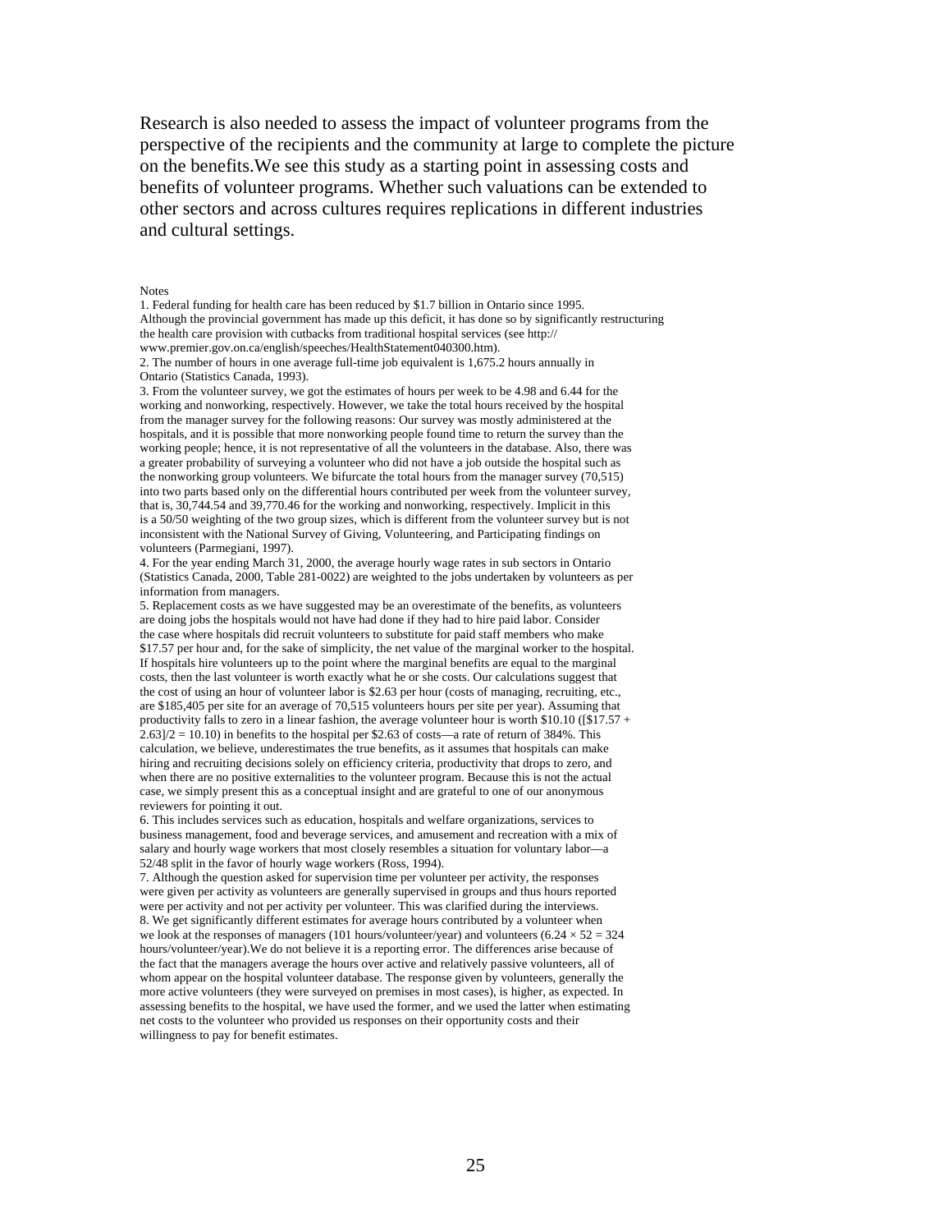Research is also needed to assess the impact of volunteer programs from the perspective of the recipients and the community at large to complete the picture on the benefits.We see this study as a starting point in assessing costs and benefits of volunteer programs. Whether such valuations can be extended to other sectors and across cultures requires replications in different industries and cultural settings.

Notes

1. Federal funding for health care has been reduced by $1.7 billion in Ontario since 1995. Although the provincial government has made up this deficit, it has done so by significantly restructuring the health care provision with cutbacks from traditional hospital services (see http://www.premier.gov.on.ca/english/speeches/HealthStatement040300.htm).

2. The number of hours in one average full-time job equivalent is 1,675.2 hours annually in Ontario (Statistics Canada, 1993).

3. From the volunteer survey, we got the estimates of hours per week to be 4.98 and 6.44 for the working and nonworking, respectively. However, we take the total hours received by the hospital from the manager survey for the following reasons: Our survey was mostly administered at the hospitals, and it is possible that more nonworking people found time to return the survey than the working people; hence, it is not representative of all the volunteers in the database. Also, there was a greater probability of surveying a volunteer who did not have a job outside the hospital such as the nonworking group volunteers. We bifurcate the total hours from the manager survey (70,515) into two parts based only on the differential hours contributed per week from the volunteer survey, that is, 30,744.54 and 39,770.46 for the working and nonworking, respectively. Implicit in this is a 50/50 weighting of the two group sizes, which is different from the volunteer survey but is not inconsistent with the National Survey of Giving, Volunteering, and Participating findings on volunteers (Parmegiani, 1997).

4. For the year ending March 31, 2000, the average hourly wage rates in sub sectors in Ontario (Statistics Canada, 2000, Table 281-0022) are weighted to the jobs undertaken by volunteers as per information from managers.

5. Replacement costs as we have suggested may be an overestimate of the benefits, as volunteers are doing jobs the hospitals would not have had done if they had to hire paid labor. Consider the case where hospitals did recruit volunteers to substitute for paid staff members who make $17.57 per hour and, for the sake of simplicity, the net value of the marginal worker to the hospital. If hospitals hire volunteers up to the point where the marginal benefits are equal to the marginal costs, then the last volunteer is worth exactly what he or she costs. Our calculations suggest that the cost of using an hour of volunteer labor is $2.63 per hour (costs of managing, recruiting, etc., are $185,405 per site for an average of 70,515 volunteers hours per site per year). Assuming that productivity falls to zero in a linear fashion, the average volunteer hour is worth $10.10 ([$17.57 + 2.63]/2 = 10.10) in benefits to the hospital per $2.63 of costs—a rate of return of 384%. This calculation, we believe, underestimates the true benefits, as it assumes that hospitals can make hiring and recruiting decisions solely on efficiency criteria, productivity that drops to zero, and when there are no positive externalities to the volunteer program. Because this is not the actual case, we simply present this as a conceptual insight and are grateful to one of our anonymous reviewers for pointing it out.

6. This includes services such as education, hospitals and welfare organizations, services to business management, food and beverage services, and amusement and recreation with a mix of salary and hourly wage workers that most closely resembles a situation for voluntary labor—a 52/48 split in the favor of hourly wage workers (Ross, 1994).

7. Although the question asked for supervision time per volunteer per activity, the responses were given per activity as volunteers are generally supervised in groups and thus hours reported were per activity and not per activity per volunteer. This was clarified during the interviews.

8. We get significantly different estimates for average hours contributed by a volunteer when we look at the responses of managers (101 hours/volunteer/year) and volunteers ($6.24 \times 52 = 324$ hours/volunteer/year).We do not believe it is a reporting error. The differences arise because of the fact that the managers average the hours over active and relatively passive volunteers, all of whom appear on the hospital volunteer database. The response given by volunteers, generally the more active volunteers (they were surveyed on premises in most cases), is higher, as expected. In assessing benefits to the hospital, we have used the former, and we used the latter when estimating net costs to the volunteer who provided us responses on their opportunity costs and their willingness to pay for benefit estimates.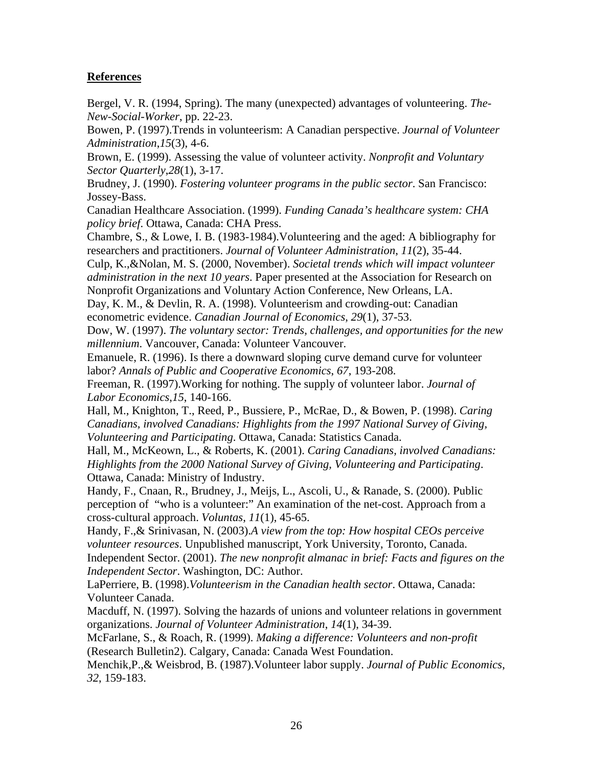**References**

Bergel, V. R. (1994, Spring). The many (unexpected) advantages of volunteering. *The-New-Social-Worker*, pp. 22-23.

Bowen, P. (1997).Trends in volunteerism: A Canadian perspective. *Journal of Volunteer Administration*,*15*(3), 4-6.

Brown, E. (1999). Assessing the value of volunteer activity. *Nonprofit and Voluntary Sector Quarterly*,*28*(1), 3-17.

Brudney, J. (1990). *Fostering volunteer programs in the public sector*. San Francisco: Jossey-Bass.

Canadian Healthcare Association. (1999). *Funding Canada's healthcare system: CHA policy brief*. Ottawa, Canada: CHA Press.

Chambre, S., & Lowe, I. B. (1983-1984).Volunteering and the aged: A bibliography for researchers and practitioners. *Journal of Volunteer Administration*, *11*(2), 35-44.

Culp, K.,&Nolan, M. S. (2000, November). *Societal trends which will impact volunteer administration in the next 10 years*. Paper presented at the Association for Research on Nonprofit Organizations and Voluntary Action Conference, New Orleans, LA.

Day, K. M., & Devlin, R. A. (1998). Volunteerism and crowding-out: Canadian econometric evidence. *Canadian Journal of Economics*, *29*(1), 37-53.

Dow, W. (1997). *The voluntary sector: Trends, challenges, and opportunities for the new millennium*. Vancouver, Canada: Volunteer Vancouver.

Emanuele, R. (1996). Is there a downward sloping curve demand curve for volunteer labor? *Annals of Public and Cooperative Economics*, *67*, 193-208.

Freeman, R. (1997).Working for nothing. The supply of volunteer labor. *Journal of Labor Economics*,*15*, 140-166.

Hall, M., Knighton, T., Reed, P., Bussiere, P., McRae, D., & Bowen, P. (1998). *Caring Canadians, involved Canadians: Highlights from the 1997 National Survey of Giving, Volunteering and Participating*. Ottawa, Canada: Statistics Canada.

Hall, M., McKeown, L., & Roberts, K. (2001). *Caring Canadians, involved Canadians: Highlights from the 2000 National Survey of Giving, Volunteering and Participating*. Ottawa, Canada: Ministry of Industry.

Handy, F., Cnaan, R., Brudney, J., Meijs, L., Ascoli, U., & Ranade, S. (2000). Public perception of "who is a volunteer:" An examination of the net-cost. Approach from a cross-cultural approach. *Voluntas*, *11*(1), 45-65.

Handy, F.,& Srinivasan, N. (2003).*A view from the top: How hospital CEOs perceive volunteer resources*. Unpublished manuscript, York University, Toronto, Canada.

Independent Sector. (2001). *The new nonprofit almanac in brief: Facts and figures on the Independent Sector*. Washington, DC: Author.

LaPerriere, B. (1998).*Volunteerism in the Canadian health sector*. Ottawa, Canada: Volunteer Canada.

Macduff, N. (1997). Solving the hazards of unions and volunteer relations in government organizations. *Journal of Volunteer Administration*, *14*(1), 34-39.

McFarlane, S., & Roach, R. (1999). *Making a difference: Volunteers and non-profit* (Research Bulletin2). Calgary, Canada: Canada West Foundation.

Menchik,P.,& Weisbrod, B. (1987).Volunteer labor supply. *Journal of Public Economics*, *32*, 159-183.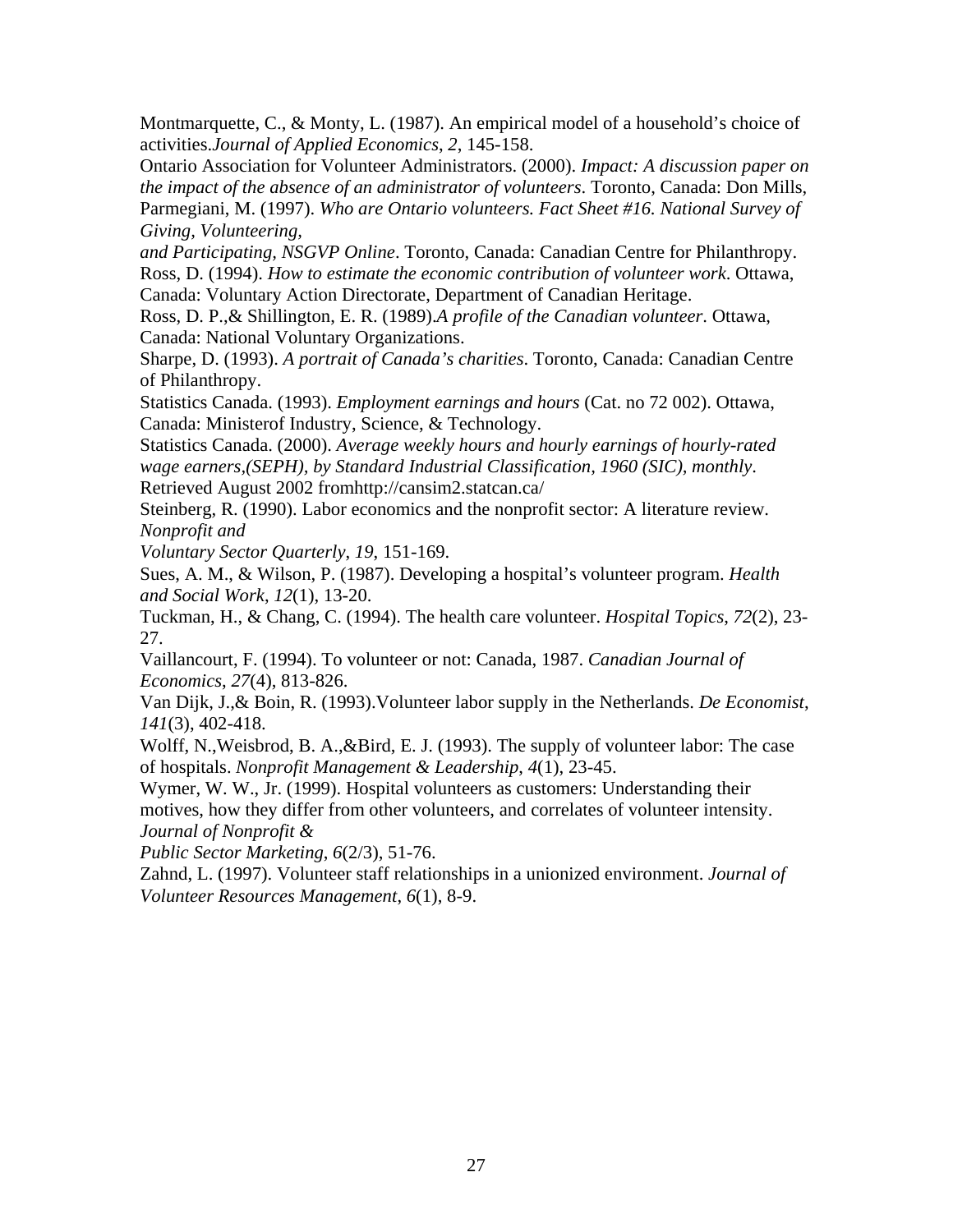Montmarquette, C., & Monty, L. (1987). An empirical model of a household's choice of activities.*Journal of Applied Economics*, *2*, 145-158.

Ontario Association for Volunteer Administrators. (2000). *Impact: A discussion paper on the impact of the absence of an administrator of volunteers*. Toronto, Canada: Don Mills,

Parmegiani, M. (1997). *Who are Ontario volunteers. Fact Sheet #16. National Survey of Giving, Volunteering, and Participating, NSGVP Online*. Toronto, Canada: Canadian Centre for Philanthropy.

Ross, D. (1994). *How to estimate the economic contribution of volunteer work*. Ottawa, Canada: Voluntary Action Directorate, Department of Canadian Heritage.

Ross, D. P.,& Shillington, E. R. (1989).*A profile of the Canadian volunteer*. Ottawa, Canada: National Voluntary Organizations.

Sharpe, D. (1993). *A portrait of Canada's charities*. Toronto, Canada: Canadian Centre of Philanthropy.

Statistics Canada. (1993). *Employment earnings and hours* (Cat. no 72 002). Ottawa, Canada: Ministerof Industry, Science, & Technology.

Statistics Canada. (2000). *Average weekly hours and hourly earnings of hourly-rated wage earners,(SEPH), by Standard Industrial Classification, 1960 (SIC), monthly*. Retrieved August 2002 fromhttp://cansim2.statcan.ca/

Steinberg, R. (1990). Labor economics and the nonprofit sector: A literature review. *Nonprofit and Voluntary Sector Quarterly*, *19*, 151-169.

Sues, A. M., & Wilson, P. (1987). Developing a hospital's volunteer program. *Health and Social Work*, *12*(1), 13-20.

Tuckman, H., & Chang, C. (1994). The health care volunteer. *Hospital Topics*, *72*(2), 23-27.

Vaillancourt, F. (1994). To volunteer or not: Canada, 1987. *Canadian Journal of Economics*, *27*(4), 813-826.

Van Dijk, J.,& Boin, R. (1993).Volunteer labor supply in the Netherlands. *De Economist*, *141*(3), 402-418.

Wolff, N.,Weisbrod, B. A.,&Bird, E. J. (1993). The supply of volunteer labor: The case of hospitals. *Nonprofit Management & Leadership*, *4*(1), 23-45.

Wymer, W. W., Jr. (1999). Hospital volunteers as customers: Understanding their motives, how they differ from other volunteers, and correlates of volunteer intensity. *Journal of Nonprofit & Public Sector Marketing*, *6*(2/3), 51-76.

Zahnd, L. (1997). Volunteer staff relationships in a unionized environment. *Journal of Volunteer Resources Management*, *6*(1), 8-9.